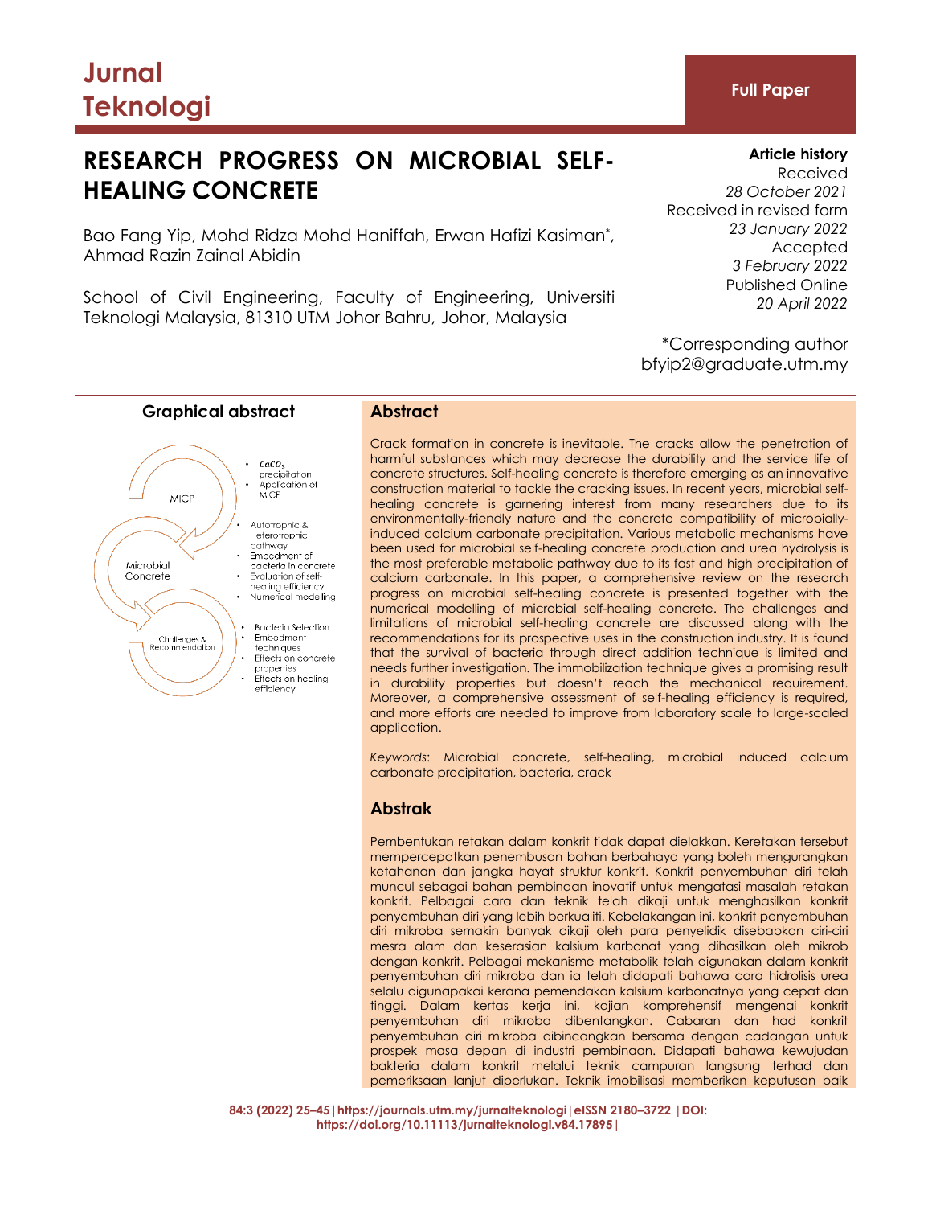Jurnal Teknologi

**Full Paper**

# RESEARCH PROGRESS ON MICROBIAL SELF-HEALING CONCRETE

Bao Fang Yip, Mohd Ridza Mohd Haniffah, Erwan Hafizi Kasiman*, Ahmad Razin Zainal Abidin

School of Civil Engineering, Faculty of Engineering, Universiti Teknologi Malaysia, 81310 UTM Johor Bahru, Johor, Malaysia

**Article history**
Received
*28 October 2021*
Received in revised form
*23 January 2022*
Accepted
*3 February 2022*
Published Online
*20 April 2022*

*Corresponding author
bfyip2@graduate.utm.my

## Graphical abstract

- MICP
  - $CaCO_3$ precipitation
  - Application of MICP
- Microbial Concrete
  - Autotrophic & Heterotrophic pathway
  - Embedment of bacteria in concrete
  - Evaluation of self-healing efficiency
  - Numerical modelling
- Challenges & Recommendation
  - Bacteria Selection
  - Embedment techniques
  - Effects on concrete properties
  - Effects on healing efficiency

## Abstract

Crack formation in concrete is inevitable. The cracks allow the penetration of harmful substances which may decrease the durability and the service life of concrete structures. Self-healing concrete is therefore emerging as an innovative construction material to tackle the cracking issues. In recent years, microbial self-healing concrete is garnering interest from many researchers due to its environmentally-friendly nature and the concrete compatibility of microbially-induced calcium carbonate precipitation. Various metabolic mechanisms have been used for microbial self-healing concrete production and urea hydrolysis is the most preferable metabolic pathway due to its fast and high precipitation of calcium carbonate. In this paper, a comprehensive review on the research progress on microbial self-healing concrete is presented together with the numerical modelling of microbial self-healing concrete. The challenges and limitations of microbial self-healing concrete are discussed along with the recommendations for its prospective uses in the construction industry. It is found that the survival of bacteria through direct addition technique is limited and needs further investigation. The immobilization technique gives a promising result in durability properties but doesn't reach the mechanical requirement. Moreover, a comprehensive assessment of self-healing efficiency is required, and more efforts are needed to improve from laboratory scale to large-scaled application.

*Keywords*: Microbial concrete, self-healing, microbial induced calcium carbonate precipitation, bacteria, crack

## Abstrak

Pembentukan retakan dalam konkrit tidak dapat dielakkan. Keretakan tersebut mempercepatkan penembusan bahan berbahaya yang boleh mengurangkan ketahanan dan jangka hayat struktur konkrit. Konkrit penyembuhan diri telah muncul sebagai bahan pembinaan inovatif untuk mengatasi masalah retakan konkrit. Pelbagai cara dan teknik telah dikaji untuk menghasilkan konkrit penyembuhan diri yang lebih berkualiti. Kebelakangan ini, konkrit penyembuhan diri mikroba semakin banyak dikaji oleh para penyelidik disebabkan ciri-ciri mesra alam dan keserasian kalsium karbonat yang dihasilkan oleh mikrob dengan konkrit. Pelbagai mekanisme metabolik telah digunakan dalam konkrit penyembuhan diri mikroba dan ia telah didapati bahawa cara hidrolisis urea selalu digunapakai kerana pemendakan kalsium karbonatnya yang cepat dan tinggi. Dalam kertas kerja ini, kajian komprehensif mengenai konkrit penyembuhan diri mikroba dibentangkan. Cabaran dan had konkrit penyembuhan diri mikroba dibincangkan bersama dengan cadangan untuk prospek masa depan di industri pembinaan. Didapati bahawa kewujudan bakteria dalam konkrit melalui teknik campuran langsung terhad dan pemeriksaan lanjut diperlukan. Teknik imobilisasi memberikan keputusan baik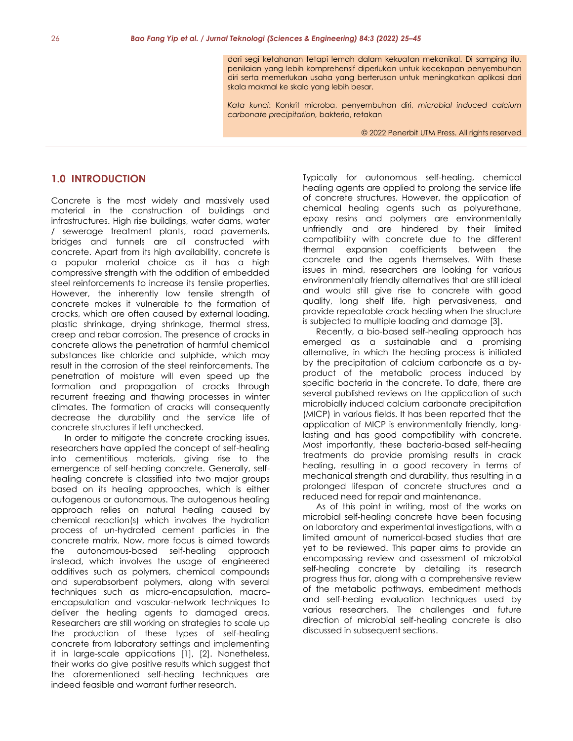dari segi ketahanan tetapi lemah dalam kekuatan mekanikal. Di samping itu, penilaian yang lebih komprehensif diperlukan untuk kecekapan penyembuhan diri serta memerlukan usaha yang berterusan untuk meningkatkan aplikasi dari skala makmal ke skala yang lebih besar.

*Kata kunci*: Konkrit microba, penyembuhan diri, *microbial induced calcium carbonate precipitation*, bakteria, retakan

© 2022 Penerbit UTM Press. All rights reserved

## 1.0 INTRODUCTION

Concrete is the most widely and massively used material in the construction of buildings and infrastructures. High rise buildings, water dams, water / sewerage treatment plants, road pavements, bridges and tunnels are all constructed with concrete. Apart from its high availability, concrete is a popular material choice as it has a high compressive strength with the addition of embedded steel reinforcements to increase its tensile properties. However, the inherently low tensile strength of concrete makes it vulnerable to the formation of cracks, which are often caused by external loading, plastic shrinkage, drying shrinkage, thermal stress, creep and rebar corrosion. The presence of cracks in concrete allows the penetration of harmful chemical substances like chloride and sulphide, which may result in the corrosion of the steel reinforcements. The penetration of moisture will even speed up the formation and propagation of cracks through recurrent freezing and thawing processes in winter climates. The formation of cracks will consequently decrease the durability and the service life of concrete structures if left unchecked.

In order to mitigate the concrete cracking issues, researchers have applied the concept of self-healing into cementitious materials, giving rise to the emergence of self-healing concrete. Generally, self-healing concrete is classified into two major groups based on its healing approaches, which is either autogenous or autonomous. The autogenous healing approach relies on natural healing caused by chemical reaction(s) which involves the hydration process of un-hydrated cement particles in the concrete matrix. Now, more focus is aimed towards the autonomous-based self-healing approach instead, which involves the usage of engineered additives such as polymers, chemical compounds and superabsorbent polymers, along with several techniques such as micro-encapsulation, macro-encapsulation and vascular-network techniques to deliver the healing agents to damaged areas. Researchers are still working on strategies to scale up the production of these types of self-healing concrete from laboratory settings and implementing it in large-scale applications [1], [2]. Nonetheless, their works do give positive results which suggest that the aforementioned self-healing techniques are indeed feasible and warrant further research.

Typically for autonomous self-healing, chemical healing agents are applied to prolong the service life of concrete structures. However, the application of chemical healing agents such as polyurethane, epoxy resins and polymers are environmentally unfriendly and are hindered by their limited compatibility with concrete due to the different thermal expansion coefficients between the concrete and the agents themselves. With these issues in mind, researchers are looking for various environmentally friendly alternatives that are still ideal and would still give rise to concrete with good quality, long shelf life, high pervasiveness, and provide repeatable crack healing when the structure is subjected to multiple loading and damage [3].

Recently, a bio-based self-healing approach has emerged as a sustainable and a promising alternative, in which the healing process is initiated by the precipitation of calcium carbonate as a by-product of the metabolic process induced by specific bacteria in the concrete. To date, there are several published reviews on the application of such microbially induced calcium carbonate precipitation (MICP) in various fields. It has been reported that the application of MICP is environmentally friendly, long-lasting and has good compatibility with concrete. Most importantly, these bacteria-based self-healing treatments do provide promising results in crack healing, resulting in a good recovery in terms of mechanical strength and durability, thus resulting in a prolonged lifespan of concrete structures and a reduced need for repair and maintenance.

As of this point in writing, most of the works on microbial self-healing concrete have been focusing on laboratory and experimental investigations, with a limited amount of numerical-based studies that are yet to be reviewed. This paper aims to provide an encompassing review and assessment of microbial self-healing concrete by detailing its research progress thus far, along with a comprehensive review of the metabolic pathways, embedment methods and self-healing evaluation techniques used by various researchers. The challenges and future direction of microbial self-healing concrete is also discussed in subsequent sections.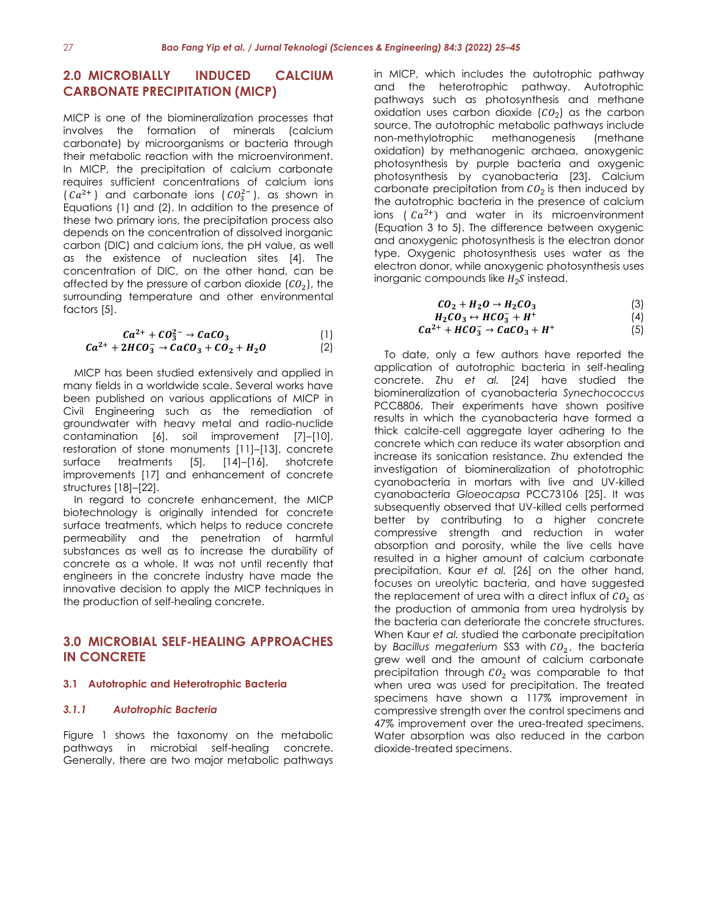## 2.0 MICROBIALLY INDUCED CALCIUM CARBONATE PRECIPITATION (MICP)

MICP is one of the biomineralization processes that involves the formation of minerals (calcium carbonate) by microorganisms or bacteria through their metabolic reaction with the microenvironment. In MICP, the precipitation of calcium carbonate requires sufficient concentrations of calcium ions ($Ca^{2+}$) and carbonate ions ($CO_3^{2-}$), as shown in Equations (1) and (2). In addition to the presence of these two primary ions, the precipitation process also depends on the concentration of dissolved inorganic carbon (DIC) and calcium ions, the pH value, as well as the existence of nucleation sites [4]. The concentration of DIC, on the other hand, can be affected by the pressure of carbon dioxide ($CO_2$), the surrounding temperature and other environmental factors [5].

$$Ca^{2+} + CO_3^{2-} \rightarrow CaCO_3 \quad (1)$$

$$Ca^{2+} + 2HCO_3^{-} \rightarrow CaCO_3 + CO_2 + H_2O \quad (2)$$

MICP has been studied extensively and applied in many fields in a worldwide scale. Several works have been published on various applications of MICP in Civil Engineering such as the remediation of groundwater with heavy metal and radio-nuclide contamination [6], soil improvement [7]–[10], restoration of stone monuments [11]–[13], concrete surface treatments [5], [14]–[16], shotcrete improvements [17] and enhancement of concrete structures [18]–[22].

In regard to concrete enhancement, the MICP biotechnology is originally intended for concrete surface treatments, which helps to reduce concrete permeability and the penetration of harmful substances as well as to increase the durability of concrete as a whole. It was not until recently that engineers in the concrete industry have made the innovative decision to apply the MICP techniques in the production of self-healing concrete.

## 3.0 MICROBIAL SELF-HEALING APPROACHES IN CONCRETE

### 3.1 Autotrophic and Heterotrophic Bacteria

#### *3.1.1 Autotrophic Bacteria*

Figure 1 shows the taxonomy on the metabolic pathways in microbial self-healing concrete. Generally, there are two major metabolic pathways in MICP, which includes the autotrophic pathway and the heterotrophic pathway. Autotrophic pathways such as photosynthesis and methane oxidation uses carbon dioxide ($CO_2$) as the carbon source. The autotrophic metabolic pathways include non-methylotrophic methanogenesis (methane oxidation) by methanogenic archaea, anoxygenic photosynthesis by purple bacteria and oxygenic photosynthesis by cyanobacteria [23]. Calcium carbonate precipitation from $CO_2$ is then induced by the autotrophic bacteria in the presence of calcium ions ($Ca^{2+}$) and water in its microenvironment (Equation 3 to 5). The difference between oxygenic and anoxygenic photosynthesis is the electron donor type. Oxygenic photosynthesis uses water as the electron donor, while anoxygenic photosynthesis uses inorganic compounds like $H_2S$ instead.

$$CO_2 + H_2O \rightarrow H_2CO_3 \quad (3)$$

$$H_2CO_3 \leftrightarrow HCO_3^{-} + H^{+} \quad (4)$$

$$Ca^{2+} + HCO_3^{-} \rightarrow CaCO_3 + H^{+} \quad (5)$$

To date, only a few authors have reported the application of autotrophic bacteria in self-healing concrete. Zhu *et al.* [24] have studied the biomineralization of cyanobacteria *Synechococcus* PCC8806. Their experiments have shown positive results in which the cyanobacteria have formed a thick calcite-cell aggregate layer adhering to the concrete which can reduce its water absorption and increase its sonication resistance. Zhu extended the investigation of biomineralization of phototrophic cyanobacteria in mortars with live and UV-killed cyanobacteria *Gloeocapsa* PCC73106 [25]. It was subsequently observed that UV-killed cells performed better by contributing to a higher concrete compressive strength and reduction in water absorption and porosity, while the live cells have resulted in a higher amount of calcium carbonate precipitation. Kaur *et al.* [26] on the other hand, focuses on ureolytic bacteria, and have suggested the replacement of urea with a direct influx of $CO_2$ as the production of ammonia from urea hydrolysis by the bacteria can deteriorate the concrete structures. When Kaur *et al.* studied the carbonate precipitation by *Bacillus megaterium* SS3 with $CO_2$, the bacteria grew well and the amount of calcium carbonate precipitation through $CO_2$ was comparable to that when urea was used for precipitation. The treated specimens have shown a 117% improvement in compressive strength over the control specimens and 47% improvement over the urea-treated specimens. Water absorption was also reduced in the carbon dioxide-treated specimens.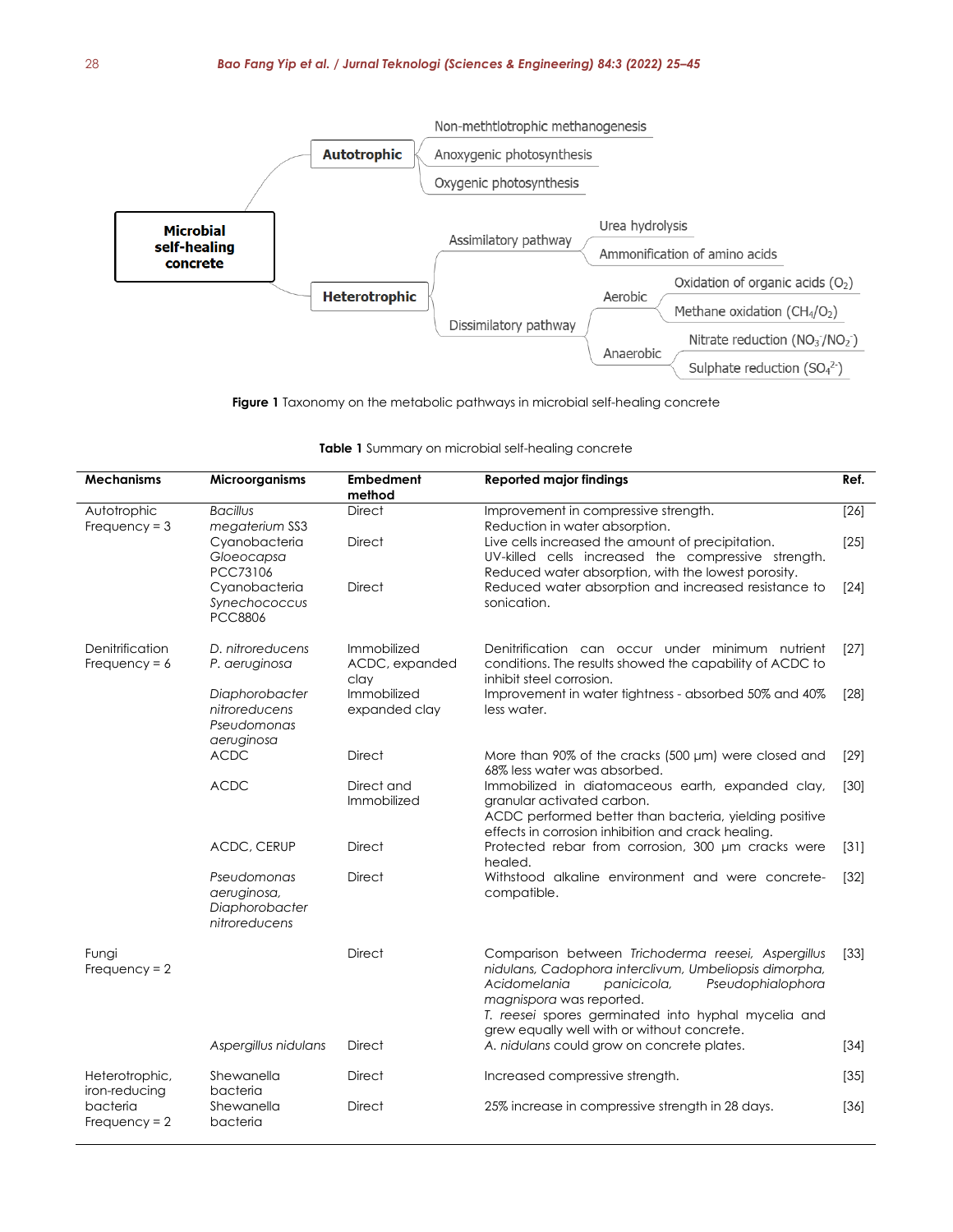- **Microbial self-healing concrete**
  - **Autotrophic**
    - Non-meththlotrophic methanogenesis
    - Anoxygenic photosynthesis
    - Oxygenic photosynthesis
  - **Heterotrophic**
    - Assimilatory pathway
      - Urea hydrolysis
      - Ammonification of amino acids
    - Dissimilatory pathway
      - Aerobic
        - Oxidation of organic acids ($O_2$)
        - Methane oxidation ($CH_4/O_2$)
      - Anaerobic
        - Nitrate reduction ($NO_3^-/NO_2^-$)
        - Sulphate reduction ($SO_4^{2-}$)

**Figure 1** Taxonomy on the metabolic pathways in microbial self-healing concrete

**Table 1** Summary on microbial self-healing concrete

| Mechanisms | Microorganisms | Embedment method | Reported major findings | Ref. |
|---|---|---|---|---|
| Autotrophic Frequency = 3 | *Bacillus megaterium* SS3 | Direct | Improvement in compressive strength. Reduction in water absorption. | [26] |
| | Cyanobacteria *Gloeocapsa* PCC73106 | Direct | Live cells increased the amount of precipitation. UV-killed cells increased the compressive strength. Reduced water absorption, with the lowest porosity. | [25] |
| | Cyanobacteria *Synechococcus* PCC8806 | Direct | Reduced water absorption and increased resistance to sonication. | [24] |
| Denitrification Frequency = 6 | *D. nitroreducens P. aeruginosa* | Immobilized ACDC, expanded clay | Denitrification can occur under minimum nutrient conditions. The results showed the capability of ACDC to inhibit steel corrosion. | [27] |
| | *Diaphorobacter nitroreducens Pseudomonas aeruginosa* | Immobilized expanded clay | Improvement in water tightness - absorbed 50% and 40% less water. | [28] |
| | ACDC | Direct | More than 90% of the cracks (500 µm) were closed and 68% less water was absorbed. | [29] |
| | ACDC | Direct and Immobilized | Immobilized in diatomaceous earth, expanded clay, granular activated carbon. ACDC performed better than bacteria, yielding positive effects in corrosion inhibition and crack healing. | [30] |
| | ACDC, CERUP | Direct | Protected rebar from corrosion, 300 µm cracks were healed. | [31] |
| | *Pseudomonas aeruginosa, Diaphorobacter nitroreducens* | Direct | Withstood alkaline environment and were concrete-compatible. | [32] |
| Fungi Frequency = 2 | | Direct | Comparison between *Trichoderma reesei, Aspergillus nidulans, Cadophora interclivum, Umbeliopsis dimorpha, Acidomelania panicicola, Pseudophialophora magnispora* was reported. *T. reesei* spores germinated into hyphal mycelia and grew equally well with or without concrete. | [33] |
| | *Aspergillus nidulans* | Direct | *A. nidulans* could grow on concrete plates. | [34] |
| Heterotrophic, iron-reducing bacteria Frequency = 2 | Shewanella bacteria | Direct | Increased compressive strength. | [35] |
| | Shewanella bacteria | Direct | 25% increase in compressive strength in 28 days. | [36] |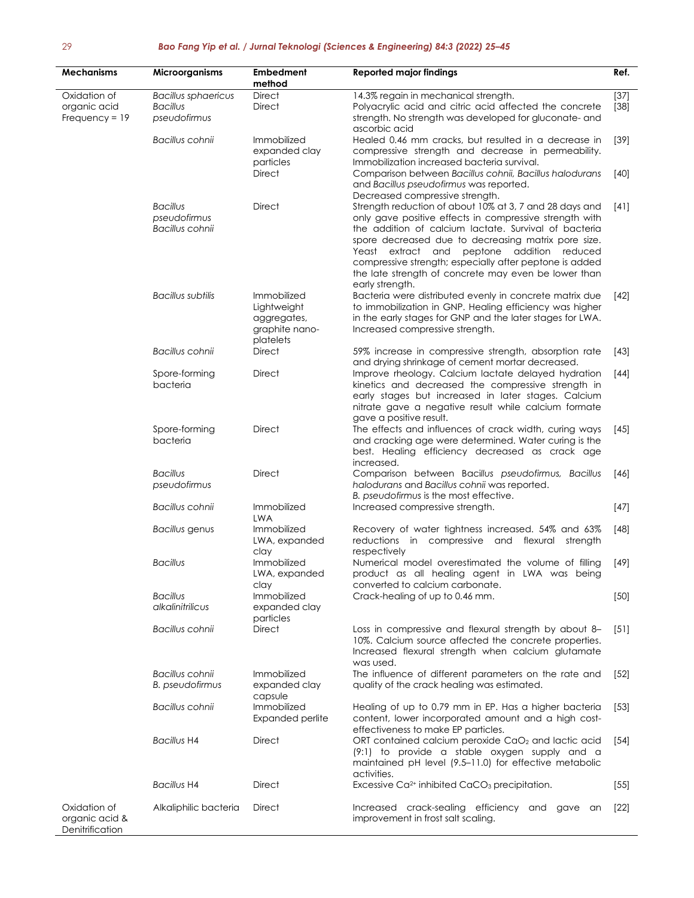| Mechanisms | Microorganisms | Embedment method | Reported major findings | Ref. |
|---|---|---|---|---|
| Oxidation of organic acid Frequency = 19 | *Bacillus sphaericus* | Direct | 14.3% regain in mechanical strength. | [37] |
| | *Bacillus pseudofirmus* | Direct | Polyacrylic acid and citric acid affected the concrete strength. No strength was developed for gluconate- and ascorbic acid | [38] |
| | *Bacillus cohnii* | Immobilized expanded clay particles | Healed 0.46 mm cracks, but resulted in a decrease in compressive strength and decrease in permeability. Immobilization increased bacteria survival. | [39] |
| | | Direct | Comparison between *Bacillus cohnii, Bacillus halodurans* and *Bacillus pseudofirmus* was reported. Decreased compressive strength. | [40] |
| | *Bacillus pseudofirmus Bacillus cohnii* | Direct | Strength reduction of about 10% at 3, 7 and 28 days and only gave positive effects in compressive strength with the addition of calcium lactate. Survival of bacteria spore decreased due to decreasing matrix pore size. Yeast extract and peptone addition reduced compressive strength; especially after peptone is added the late strength of concrete may even be lower than early strength. | [41] |
| | *Bacillus subtilis* | Immobilized Lightweight aggregates, graphite nano-platelets | Bacteria were distributed evenly in concrete matrix due to immobilization in GNP. Healing efficiency was higher in the early stages for GNP and the later stages for LWA. Increased compressive strength. | [42] |
| | *Bacillus cohnii* | Direct | 59% increase in compressive strength, absorption rate and drying shrinkage of cement mortar decreased. | [43] |
| | Spore-forming bacteria | Direct | Improve rheology. Calcium lactate delayed hydration kinetics and decreased the compressive strength in early stages but increased in later stages. Calcium nitrate gave a negative result while calcium formate gave a positive result. | [44] |
| | Spore-forming bacteria | Direct | The effects and influences of crack width, curing ways and cracking age were determined. Water curing is the best. Healing efficiency decreased as crack age increased. | [45] |
| | *Bacillus pseudofirmus* | Direct | Comparison between *Bacillus pseudofirmus, Bacillus halodurans* and *Bacillus cohnii* was reported. *B. pseudofirmus* is the most effective. | [46] |
| | *Bacillus cohnii* | Immobilized LWA | Increased compressive strength. | [47] |
| | *Bacillus* genus | Immobilized LWA, expanded clay | Recovery of water tightness increased. 54% and 63% reductions in compressive and flexural strength respectively | [48] |
| | *Bacillus* | Immobilized LWA, expanded clay | Numerical model overestimated the volume of filling product as all healing agent in LWA was being converted to calcium carbonate. | [49] |
| | *Bacillus alkalinitrilicus* | Immobilized expanded clay particles | Crack-healing of up to 0.46 mm. | [50] |
| | *Bacillus cohnii* | Direct | Loss in compressive and flexural strength by about 8–10%. Calcium source affected the concrete properties. Increased flexural strength when calcium glutamate was used. | [51] |
| | *Bacillus cohnii B. pseudofirmus* | Immobilized expanded clay capsule | The influence of different parameters on the rate and quality of the crack healing was estimated. | [52] |
| | *Bacillus cohnii* | Immobilized Expanded perlite | Healing of up to 0.79 mm in EP. Has a higher bacteria content, lower incorporated amount and a high cost-effectiveness to make EP particles. | [53] |
| | *Bacillus* H4 | Direct | ORT contained calcium peroxide $CaO_2$ and lactic acid (9:1) to provide a stable oxygen supply and a maintained pH level (9.5–11.0) for effective metabolic activities. | [54] |
| | *Bacillus* H4 | Direct | Excessive $Ca^{2+}$ inhibited $CaCO_3$ precipitation. | [55] |
| Oxidation of organic acid & Denitrification | Alkaliphilic bacteria | Direct | Increased crack-sealing efficiency and gave an improvement in frost salt scaling. | [22] |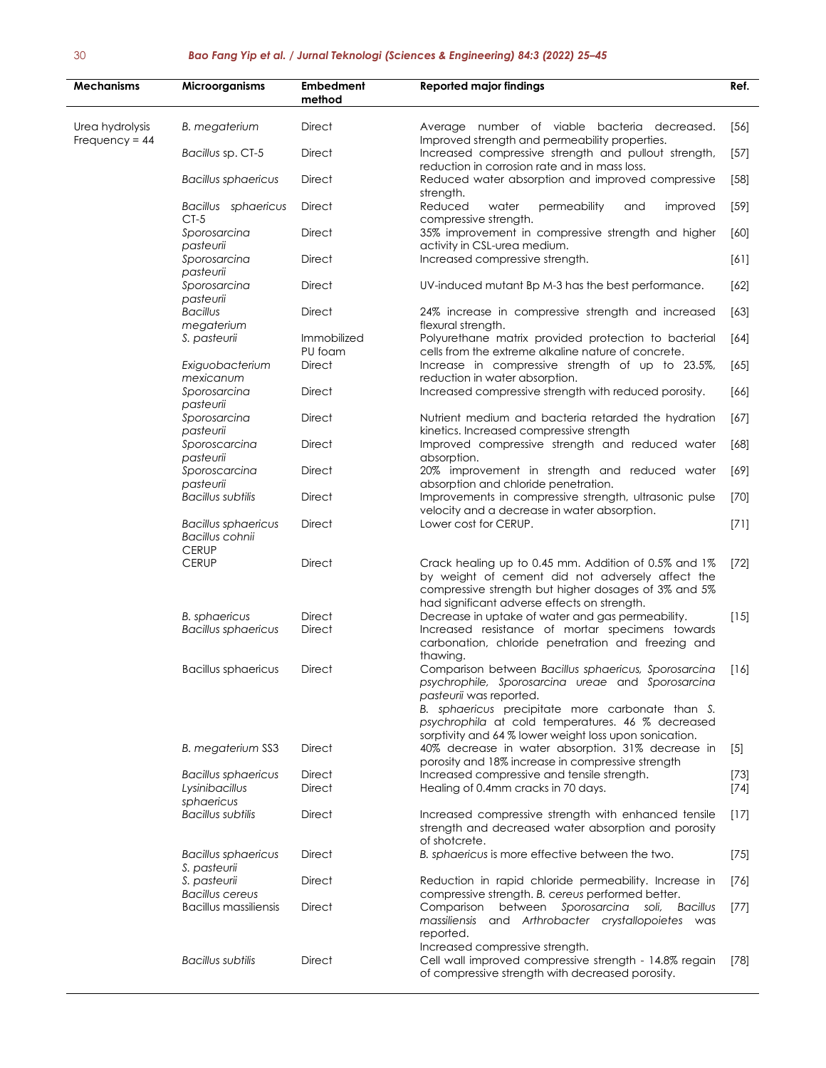| Mechanisms | Microorganisms | Embedment method | Reported major findings | Ref. |
|---|---|---|---|---|
| Urea hydrolysis Frequency = 44 | *B. megaterium* | Direct | Average number of viable bacteria decreased. Improved strength and permeability properties. | [56] |
| | *Bacillus* sp. CT-5 | Direct | Increased compressive strength and pullout strength, reduction in corrosion rate and in mass loss. | [57] |
| | *Bacillus sphaericus* | Direct | Reduced water absorption and improved compressive strength. | [58] |
| | *Bacillus sphaericus* CT-5 | Direct | Reduced water permeability and improved compressive strength. | [59] |
| | *Sporosarcina pasteurii* | Direct | 35% improvement in compressive strength and higher activity in CSL-urea medium. | [60] |
| | *Sporosarcina pasteurii* | Direct | Increased compressive strength. | [61] |
| | *Sporosarcina pasteurii* | Direct | UV-induced mutant Bp M-3 has the best performance. | [62] |
| | *Bacillus megaterium* | Direct | 24% increase in compressive strength and increased flexural strength. | [63] |
| | *S. pasteurii* | Immobilized PU foam | Polyurethane matrix provided protection to bacterial cells from the extreme alkaline nature of concrete. | [64] |
| | *Exiguobacterium mexicanum* | Direct | Increase in compressive strength of up to 23.5%, reduction in water absorption. | [65] |
| | *Sporosarcina pasteurii* | Direct | Increased compressive strength with reduced porosity. | [66] |
| | *Sporosarcina pasteurii* | Direct | Nutrient medium and bacteria retarded the hydration kinetics. Increased compressive strength | [67] |
| | *Sporoscarcina pasteurii* | Direct | Improved compressive strength and reduced water absorption. | [68] |
| | *Sporoscarcina pasteurii* | Direct | 20% improvement in strength and reduced water absorption and chloride penetration. | [69] |
| | *Bacillus subtilis* | Direct | Improvements in compressive strength, ultrasonic pulse velocity and a decrease in water absorption. | [70] |
| | *Bacillus sphaericus* *Bacillus cohnii* CERUP | Direct | Lower cost for CERUP. | [71] |
| | CERUP | Direct | Crack healing up to 0.45 mm. Addition of 0.5% and 1% by weight of cement did not adversely affect the compressive strength but higher dosages of 3% and 5% had significant adverse effects on strength. | [72] |
| | *B. sphaericus* | Direct | Decrease in uptake of water and gas permeability. | [15] |
| | *Bacillus sphaericus* | Direct | Increased resistance of mortar specimens towards carbonation, chloride penetration and freezing and thawing. | |
| | Bacillus sphaericus | Direct | Comparison between *Bacillus sphaericus, Sporosarcina psychrophile, Sporosarcina ureae* and *Sporosarcina pasteurii* was reported. *B. sphaericus* precipitate more carbonate than *S. psychrophila* at cold temperatures. 46 % decreased sorptivity and 64 % lower weight loss upon sonication. | [16] |
| | *B. megaterium* SS3 | Direct | 40% decrease in water absorption. 31% decrease in porosity and 18% increase in compressive strength | [5] |
| | *Bacillus sphaericus* | Direct | Increased compressive and tensile strength. | [73] |
| | *Lysinibacillus sphaericus* | Direct | Healing of 0.4mm cracks in 70 days. | [74] |
| | *Bacillus subtilis* | Direct | Increased compressive strength with enhanced tensile strength and decreased water absorption and porosity of shotcrete. | [17] |
| | *Bacillus sphaericus* *S. pasteurii* | Direct | *B. sphaericus* is more effective between the two. | [75] |
| | *S. pasteurii* *Bacillus cereus* | Direct | Reduction in rapid chloride permeability. Increase in compressive strength. *B. cereus* performed better. | [76] |
| | Bacillus massiliensis | Direct | Comparison between *Sporosarcina soli, Bacillus massiliensis* and *Arthrobacter crystallopoietes* was reported. Increased compressive strength. | [77] |
| | *Bacillus subtilis* | Direct | Cell wall improved compressive strength - 14.8% regain of compressive strength with decreased porosity. | [78] |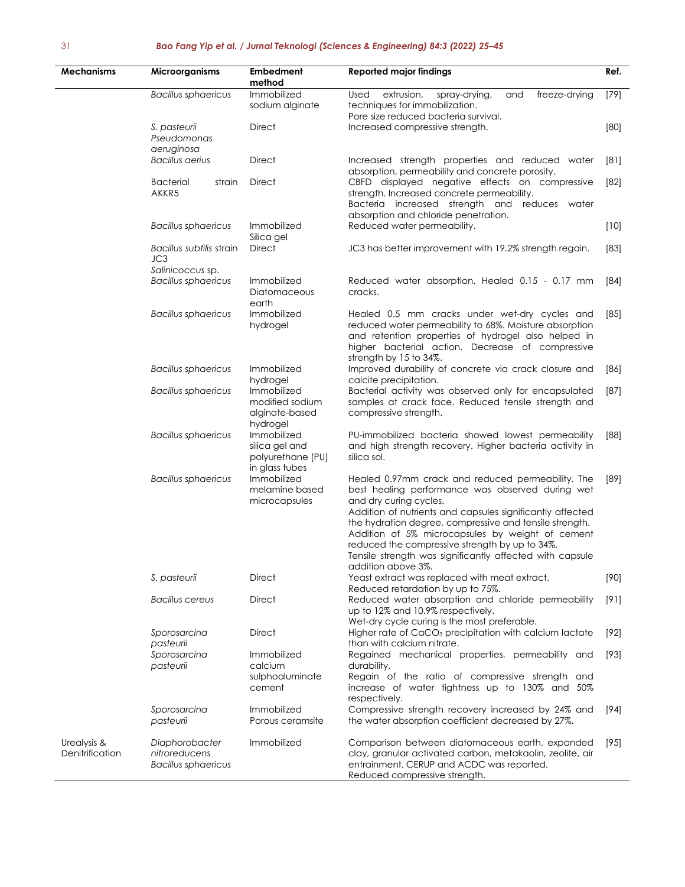| Mechanisms | Microorganisms | Embedment method | Reported major findings | Ref. |
|---|---|---|---|---|
| | *Bacillus sphaericus* | Immobilized sodium alginate | Used extrusion, spray-drying, and freeze-drying techniques for immobilization. Pore size reduced bacteria survival. | [79] |
| | *S. pasteurii* *Pseudomonas aeruginosa* | Direct | Increased compressive strength. | [80] |
| | *Bacillus aerius* | Direct | Increased strength properties and reduced water absorption, permeability and concrete porosity. | [81] |
| | Bacterial strain AKKR5 | Direct | CBFD displayed negative effects on compressive strength. Increased concrete permeability. Bacteria increased strength and reduces water absorption and chloride penetration. | [82] |
| | *Bacillus sphaericus* | Immobilized Silica gel | Reduced water permeability. | [10] |
| | *Bacillus subtilis* strain JC3 *Salinicoccus* sp. | Direct | JC3 has better improvement with 19.2% strength regain. | [83] |
| | *Bacillus sphaericus* | Immobilized Diatomaceous earth | Reduced water absorption. Healed 0.15 - 0.17 mm cracks. | [84] |
| | *Bacillus sphaericus* | Immobilized hydrogel | Healed 0.5 mm cracks under wet-dry cycles and reduced water permeability to 68%. Moisture absorption and retention properties of hydrogel also helped in higher bacterial action. Decrease of compressive strength by 15 to 34%. | [85] |
| | *Bacillus sphaericus* | Immobilized hydrogel | Improved durability of concrete via crack closure and calcite precipitation. | [86] |
| | *Bacillus sphaericus* | Immobilized modified sodium alginate-based hydrogel | Bacterial activity was observed only for encapsulated samples at crack face. Reduced tensile strength and compressive strength. | [87] |
| | *Bacillus sphaericus* | Immobilized silica gel and polyurethane (PU) in glass tubes | PU-immobilized bacteria showed lowest permeability and high strength recovery. Higher bacteria activity in silica sol. | [88] |
| | *Bacillus sphaericus* | Immobilized melamine based microcapsules | Healed 0.97mm crack and reduced permeability. The best healing performance was observed during wet and dry curing cycles. Addition of nutrients and capsules significantly affected the hydration degree, compressive and tensile strength. Addition of 5% microcapsules by weight of cement reduced the compressive strength by up to 34%. Tensile strength was significantly affected with capsule addition above 3%. | [89] |
| | *S. pasteurii* | Direct | Yeast extract was replaced with meat extract. Reduced retardation by up to 75%. | [90] |
| | *Bacillus cereus* | Direct | Reduced water absorption and chloride permeability up to 12% and 10.9% respectively. Wet-dry cycle curing is the most preferable. | [91] |
| | *Sporosarcina pasteurii* | Direct | Higher rate of $CaCO_3$ precipitation with calcium lactate than with calcium nitrate. | [92] |
| | *Sporosarcina pasteurii* | Immobilized calcium sulphoaluminate cement | Regained mechanical properties, permeability and durability. Regain of the ratio of compressive strength and increase of water tightness up to 130% and 50% respectively. | [93] |
| | *Sporosarcina pasteurii* | Immobilized Porous ceramsite | Compressive strength recovery increased by 24% and the water absorption coefficient decreased by 27%. | [94] |
| Urealysis & Denitrification | *Diaphorobacter nitroreducens* *Bacillus sphaericus* | Immobilized | Comparison between diatomaceous earth, expanded clay, granular activated carbon, metakaolin, zeolite, air entrainment, CERUP and ACDC was reported. Reduced compressive strength. | [95] |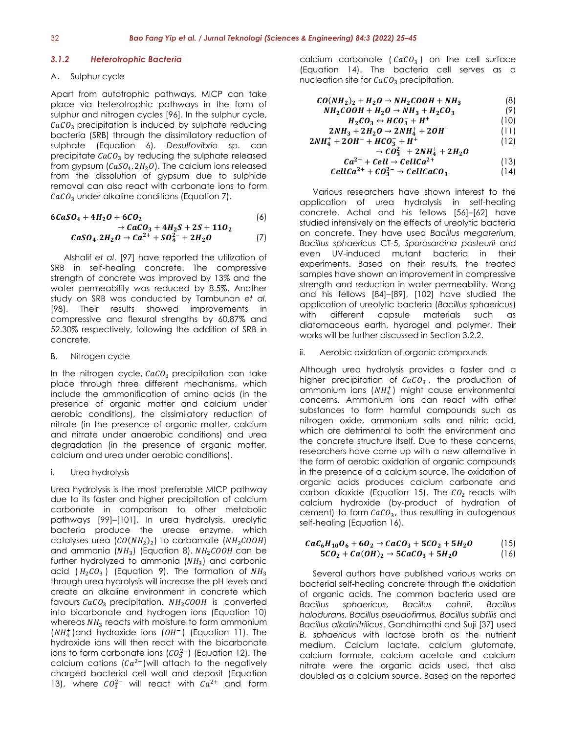### *3.1.2 Heterotrophic Bacteria*

A. Sulphur cycle

Apart from autotrophic pathways, MICP can take place via heterotrophic pathways in the form of sulphur and nitrogen cycles [96]. In the sulphur cycle, $CaCO_3$ precipitation is induced by sulphate reducing bacteria (SRB) through the dissimilatory reduction of sulphate (Equation 6). *Desulfovibrio* sp. can precipitate $CaCO_3$ by reducing the sulphate released from gypsum ($CaSO_4.2H_2O$). The calcium ions released from the dissolution of gypsum due to sulphide removal can also react with carbonate ions to form $CaCO_3$ under alkaline conditions (Equation 7).

$$6CaSO_4 + 4H_2O + 6CO_2 \rightarrow CaCO_3 + 4H_2S + 2S + 11O_2 \quad (6)$$

$$CaSO_4.2H_2O \rightarrow Ca^{2+} + SO_4^{2-} + 2H_2O \quad (7)$$

Alshalif *et al*. [97] have reported the utilization of SRB in self-healing concrete. The compressive strength of concrete was improved by 13% and the water permeability was reduced by 8.5%. Another study on SRB was conducted by Tambunan *et al.* [98]. Their results showed improvements in compressive and flexural strengths by 60.87% and 52.30% respectively, following the addition of SRB in concrete.

B. Nitrogen cycle

In the nitrogen cycle, $CaCO_3$ precipitation can take place through three different mechanisms, which include the ammonification of amino acids (in the presence of organic matter and calcium under aerobic conditions), the dissimilatory reduction of nitrate (in the presence of organic matter, calcium and nitrate under anaerobic conditions) and urea degradation (in the presence of organic matter, calcium and urea under aerobic conditions).

i. Urea hydrolysis

Urea hydrolysis is the most preferable MICP pathway due to its faster and higher precipitation of calcium carbonate in comparison to other metabolic pathways [99]–[101]. In urea hydrolysis, ureolytic bacteria produce the urease enzyme, which catalyses urea ($CO(NH_2)_2$) to carbamate ($NH_2COOH$) and ammonia ($NH_3$) (Equation 8). $NH_2COOH$ can be further hydrolyzed to ammonia ($NH_3$) and carbonic acid ($H_2CO_3$) (Equation 9). The formation of $NH_3$ through urea hydrolysis will increase the pH levels and create an alkaline environment in concrete which favours $CaCO_3$ precipitation. $NH_2COOH$ is converted into bicarbonate and hydrogen ions (Equation 10) whereas $NH_3$ reacts with moisture to form ammonium ($NH_4^+$) and hydroxide ions ($OH^-$) (Equation 11). The hydroxide ions will then react with the bicarbonate ions to form carbonate ions ($CO_3^{2-}$) (Equation 12). The calcium cations ($Ca^{2+}$) will attach to the negatively charged bacterial cell wall and deposit (Equation 13), where $CO_3^{2-}$ will react with $Ca^{2+}$ and form calcium carbonate ($CaCO_3$) on the cell surface (Equation 14). The bacteria cell serves as a nucleation site for $CaCO_3$ precipitation.

$$CO(NH_2)_2 + H_2O \rightarrow NH_2COOH + NH_3 \quad (8)$$

$$NH_2COOH + H_2O \rightarrow NH_3 + H_2CO_3 \quad (9)$$

$$H_2CO_3 \leftrightarrow HCO_3^- + H^+ \quad (10)$$

$$2NH_3 + 2H_2O \rightarrow 2NH_4^+ + 2OH^- \quad (11)$$

$$2NH_4^+ + 2OH^- + HCO_3^- + H^+ \rightarrow CO_3^{2-} + 2NH_4^+ + 2H_2O \quad (12)$$

$$Ca^{2+} + Cell \rightarrow CellCa^{2+} \quad (13)$$

$$CellCa^{2+} + CO_3^{2-} \rightarrow CellCaCO_3 \quad (14)$$

Various researchers have shown interest to the application of urea hydrolysis in self-healing concrete. Achal and his fellows [56]–[62] have studied intensively on the effects of ureolytic bacteria on concrete. They have used *Bacillus megaterium*, *Bacillus sphaericus* CT-5, *Sporosarcina pasteurii* and even UV-induced mutant bacteria in their experiments. Based on their results, the treated samples have shown an improvement in compressive strength and reduction in water permeability. Wang and his fellows [84]–[89], [102] have studied the application of ureolytic bacteria (*Bacillus sphaericus*) with different capsule materials such as diatomaceous earth, hydrogel and polymer. Their works will be further discussed in Section 3.2.2.

ii. Aerobic oxidation of organic compounds

Although urea hydrolysis provides a faster and a higher precipitation of $CaCO_3$, the production of ammonium ions ($NH_4^+$) might cause environmental concerns. Ammonium ions can react with other substances to form harmful compounds such as nitrogen oxide, ammonium salts and nitric acid, which are detrimental to both the environment and the concrete structure itself. Due to these concerns, researchers have come up with a new alternative in the form of aerobic oxidation of organic compounds in the presence of a calcium source. The oxidation of organic acids produces calcium carbonate and carbon dioxide (Equation 15). The $CO_2$ reacts with calcium hydroxide (by-product of hydration of cement) to form $CaCO_3$, thus resulting in autogenous self-healing (Equation 16).

$$CaC_6H_{10}O_6 + 6O_2 \rightarrow CaCO_3 + 5CO_2 + 5H_2O \quad (15)$$

$$5CO_2 + Ca(OH)_2 \rightarrow 5CaCO_3 + 5H_2O \quad (16)$$

Several authors have published various works on bacterial self-healing concrete through the oxidation of organic acids. The common bacteria used are *Bacillus sphaericus*, *Bacillus cohnii*, *Bacillus halodurans, Bacillus pseudofirmus, Bacillus subtilis* and *Bacillus alkalinitrilicus*. Gandhimathi and Suji [37] used *B. sphaericus* with lactose broth as the nutrient medium. Calcium lactate, calcium glutamate, calcium formate, calcium acetate and calcium nitrate were the organic acids used, that also doubled as a calcium source. Based on the reported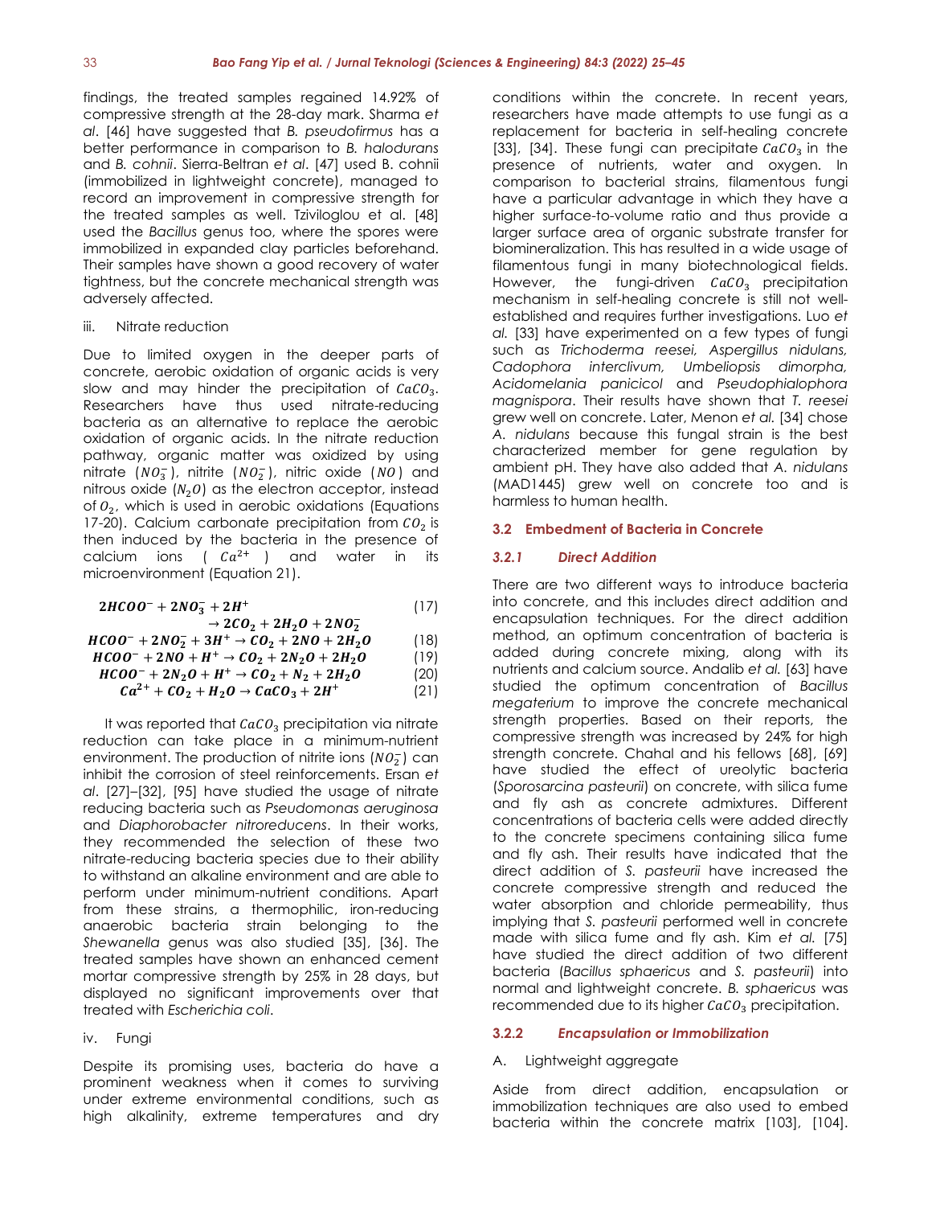findings, the treated samples regained 14.92% of compressive strength at the 28-day mark. Sharma *et al*. [46] have suggested that *B. pseudofirmus* has a better performance in comparison to *B. halodurans* and *B. cohnii*. Sierra-Beltran *et al*. [47] used B. cohnii (immobilized in lightweight concrete), managed to record an improvement in compressive strength for the treated samples as well. Tziviloglou et al. [48] used the *Bacillus* genus too, where the spores were immobilized in expanded clay particles beforehand. Their samples have shown a good recovery of water tightness, but the concrete mechanical strength was adversely affected.

iii. Nitrate reduction

Due to limited oxygen in the deeper parts of concrete, aerobic oxidation of organic acids is very slow and may hinder the precipitation of $CaCO_3$. Researchers have thus used nitrate-reducing bacteria as an alternative to replace the aerobic oxidation of organic acids. In the nitrate reduction pathway, organic matter was oxidized by using nitrate ($NO_3^-$), nitrite ($NO_2^-$), nitric oxide ($NO$) and nitrous oxide ($N_2O$) as the electron acceptor, instead of $O_2$, which is used in aerobic oxidations (Equations 17-20). Calcium carbonate precipitation from $CO_2$ is then induced by the bacteria in the presence of calcium ions ( $Ca^{2+}$ ) and water in its microenvironment (Equation 21).

$$2HCOO^- + 2NO_3^- + 2H^+ \rightarrow 2CO_2 + 2H_2O + 2NO_2^- \quad (17)$$

$$HCOO^- + 2NO_2^- + 3H^+ \rightarrow CO_2 + 2NO + 2H_2O \quad (18)$$

$$HCOO^- + 2NO + H^+ \rightarrow CO_2 + 2N_2O + 2H_2O \quad (19)$$

$$HCOO^- + 2N_2O + H^+ \rightarrow CO_2 + N_2 + 2H_2O \quad (20)$$

$$Ca^{2+} + CO_2 + H_2O \rightarrow CaCO_3 + 2H^+ \quad (21)$$

It was reported that $CaCO_3$ precipitation via nitrate reduction can take place in a minimum-nutrient environment. The production of nitrite ions ($NO_2^-$) can inhibit the corrosion of steel reinforcements. Ersan *et al*. [27]–[32], [95] have studied the usage of nitrate reducing bacteria such as *Pseudomonas aeruginosa* and *Diaphorobacter nitroreducens*. In their works, they recommended the selection of these two nitrate-reducing bacteria species due to their ability to withstand an alkaline environment and are able to perform under minimum-nutrient conditions. Apart from these strains, a thermophilic, iron-reducing anaerobic bacteria strain belonging to the *Shewanella* genus was also studied [35], [36]. The treated samples have shown an enhanced cement mortar compressive strength by 25% in 28 days, but displayed no significant improvements over that treated with *Escherichia coli*.

iv. Fungi

Despite its promising uses, bacteria do have a prominent weakness when it comes to surviving under extreme environmental conditions, such as high alkalinity, extreme temperatures and dry conditions within the concrete. In recent years, researchers have made attempts to use fungi as a replacement for bacteria in self-healing concrete [33], [34]. These fungi can precipitate $CaCO_3$ in the presence of nutrients, water and oxygen. In comparison to bacterial strains, filamentous fungi have a particular advantage in which they have a higher surface-to-volume ratio and thus provide a larger surface area of organic substrate transfer for biomineralization. This has resulted in a wide usage of filamentous fungi in many biotechnological fields. However, the fungi-driven $CaCO_3$ precipitation mechanism in self-healing concrete is still not well-established and requires further investigations. Luo *et al.* [33] have experimented on a few types of fungi such as *Trichoderma reesei, Aspergillus nidulans, Cadophora interclivum, Umbeliopsis dimorpha, Acidomelania panicicol* and *Pseudophialophora magnispora*. Their results have shown that *T. reesei* grew well on concrete. Later, Menon *et al.* [34] chose *A. nidulans* because this fungal strain is the best characterized member for gene regulation by ambient pH. They have also added that *A. nidulans* (MAD1445) grew well on concrete too and is harmless to human health.

### 3.2 Embedment of Bacteria in Concrete

#### 3.2.1 Direct Addition

There are two different ways to introduce bacteria into concrete, and this includes direct addition and encapsulation techniques. For the direct addition method, an optimum concentration of bacteria is added during concrete mixing, along with its nutrients and calcium source. Andalib *et al.* [63] have studied the optimum concentration of *Bacillus megaterium* to improve the concrete mechanical strength properties. Based on their reports, the compressive strength was increased by 24% for high strength concrete. Chahal and his fellows [68], [69] have studied the effect of ureolytic bacteria (*Sporosarcina pasteurii*) on concrete, with silica fume and fly ash as concrete admixtures. Different concentrations of bacteria cells were added directly to the concrete specimens containing silica fume and fly ash. Their results have indicated that the direct addition of *S. pasteurii* have increased the concrete compressive strength and reduced the water absorption and chloride permeability, thus implying that *S. pasteurii* performed well in concrete made with silica fume and fly ash. Kim *et al.* [75] have studied the direct addition of two different bacteria (*Bacillus sphaericus* and *S. pasteurii*) into normal and lightweight concrete. *B. sphaericus* was recommended due to its higher $CaCO_3$ precipitation.

#### 3.2.2 Encapsulation or Immobilization

A. Lightweight aggregate

Aside from direct addition, encapsulation or immobilization techniques are also used to embed bacteria within the concrete matrix [103], [104].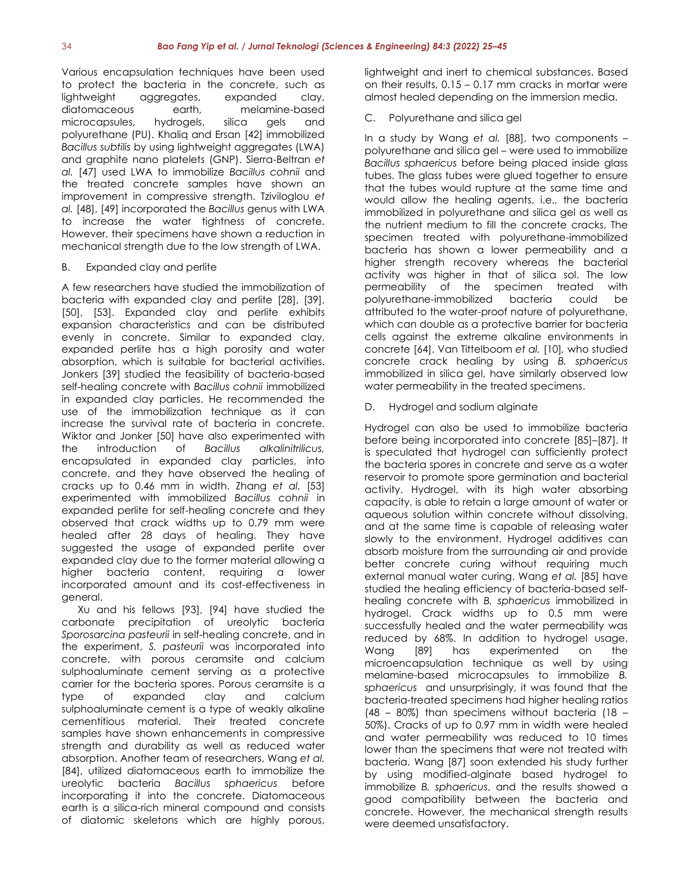Various encapsulation techniques have been used to protect the bacteria in the concrete, such as lightweight aggregates, expanded clay, diatomaceous earth, melamine-based microcapsules, hydrogels, silica gels and polyurethane (PU). Khaliq and Ersan [42] immobilized *Bacillus subtilis* by using lightweight aggregates (LWA) and graphite nano platelets (GNP). Sierra-Beltran *et al.* [47] used LWA to immobilize *Bacillus cohnii* and the treated concrete samples have shown an improvement in compressive strength. Tziviloglou *et al.* [48], [49] incorporated the *Bacillus* genus with LWA to increase the water tightness of concrete. However, their specimens have shown a reduction in mechanical strength due to the low strength of LWA.

### B. Expanded clay and perlite

A few researchers have studied the immobilization of bacteria with expanded clay and perlite [28], [39], [50], [53]. Expanded clay and perlite exhibits expansion characteristics and can be distributed evenly in concrete. Similar to expanded clay, expanded perlite has a high porosity and water absorption, which is suitable for bacterial activities. Jonkers [39] studied the feasibility of bacteria-based self-healing concrete with *Bacillus cohnii* immobilized in expanded clay particles. He recommended the use of the immobilization technique as it can increase the survival rate of bacteria in concrete. Wiktor and Jonker [50] have also experimented with the introduction of *Bacillus alkalinitrilicus,* encapsulated in expanded clay particles, into concrete, and they have observed the healing of cracks up to 0.46 mm in width. Zhang *et al.* [53] experimented with immobilized *Bacillus cohnii* in expanded perlite for self-healing concrete and they observed that crack widths up to 0.79 mm were healed after 28 days of healing. They have suggested the usage of expanded perlite over expanded clay due to the former material allowing a higher bacteria content, requiring a lower incorporated amount and its cost-effectiveness in general.

Xu and his fellows [93], [94] have studied the carbonate precipitation of ureolytic bacteria *Sporosarcina pasteurii* in self-healing concrete, and in the experiment, *S. pasteurii* was incorporated into concrete, with porous ceramsite and calcium sulphoaluminate cement serving as a protective carrier for the bacteria spores. Porous ceramsite is a type of expanded clay and calcium sulphoaluminate cement is a type of weakly alkaline cementitious material. Their treated concrete samples have shown enhancements in compressive strength and durability as well as reduced water absorption. Another team of researchers, Wang *et al.* [84], utilized diatomaceous earth to immobilize the ureolytic bacteria *Bacillus sphaericus* before incorporating it into the concrete. Diatomaceous earth is a silica-rich mineral compound and consists of diatomic skeletons which are highly porous, lightweight and inert to chemical substances. Based on their results, 0.15 – 0.17 mm cracks in mortar were almost healed depending on the immersion media.

### C. Polyurethane and silica gel

In a study by Wang *et al.* [88], two components – polyurethane and silica gel – were used to immobilize *Bacillus sphaericus* before being placed inside glass tubes. The glass tubes were glued together to ensure that the tubes would rupture at the same time and would allow the healing agents, i.e., the bacteria immobilized in polyurethane and silica gel as well as the nutrient medium to fill the concrete cracks. The specimen treated with polyurethane-immobilized bacteria has shown a lower permeability and a higher strength recovery whereas the bacterial activity was higher in that of silica sol. The low permeability of the specimen treated with polyurethane-immobilized bacteria could be attributed to the water-proof nature of polyurethane, which can double as a protective barrier for bacteria cells against the extreme alkaline environments in concrete [64]. Van Tittelboom *et al.* [10], who studied concrete crack healing by using *B. sphaericus* immobilized in silica gel, have similarly observed low water permeability in the treated specimens.

### D. Hydrogel and sodium alginate

Hydrogel can also be used to immobilize bacteria before being incorporated into concrete [85]–[87]. It is speculated that hydrogel can sufficiently protect the bacteria spores in concrete and serve as a water reservoir to promote spore germination and bacterial activity. Hydrogel, with its high water absorbing capacity, is able to retain a large amount of water or aqueous solution within concrete without dissolving, and at the same time is capable of releasing water slowly to the environment. Hydrogel additives can absorb moisture from the surrounding air and provide better concrete curing without requiring much external manual water curing. Wang *et al.* [85] have studied the healing efficiency of bacteria-based self-healing concrete with *B. sphaericus* immobilized in hydrogel. Crack widths up to 0.5 mm were successfully healed and the water permeability was reduced by 68%. In addition to hydrogel usage, Wang [89] has experimented on the microencapsulation technique as well by using melamine-based microcapsules to immobilize *B. sphaericus* and unsurprisingly, it was found that the bacteria-treated specimens had higher healing ratios (48 – 80%) than specimens without bacteria (18 – 50%). Cracks of up to 0.97 mm in width were healed and water permeability was reduced to 10 times lower than the specimens that were not treated with bacteria. Wang [87] soon extended his study further by using modified-alginate based hydrogel to immobilize *B. sphaericus*, and the results showed a good compatibility between the bacteria and concrete. However, the mechanical strength results were deemed unsatisfactory.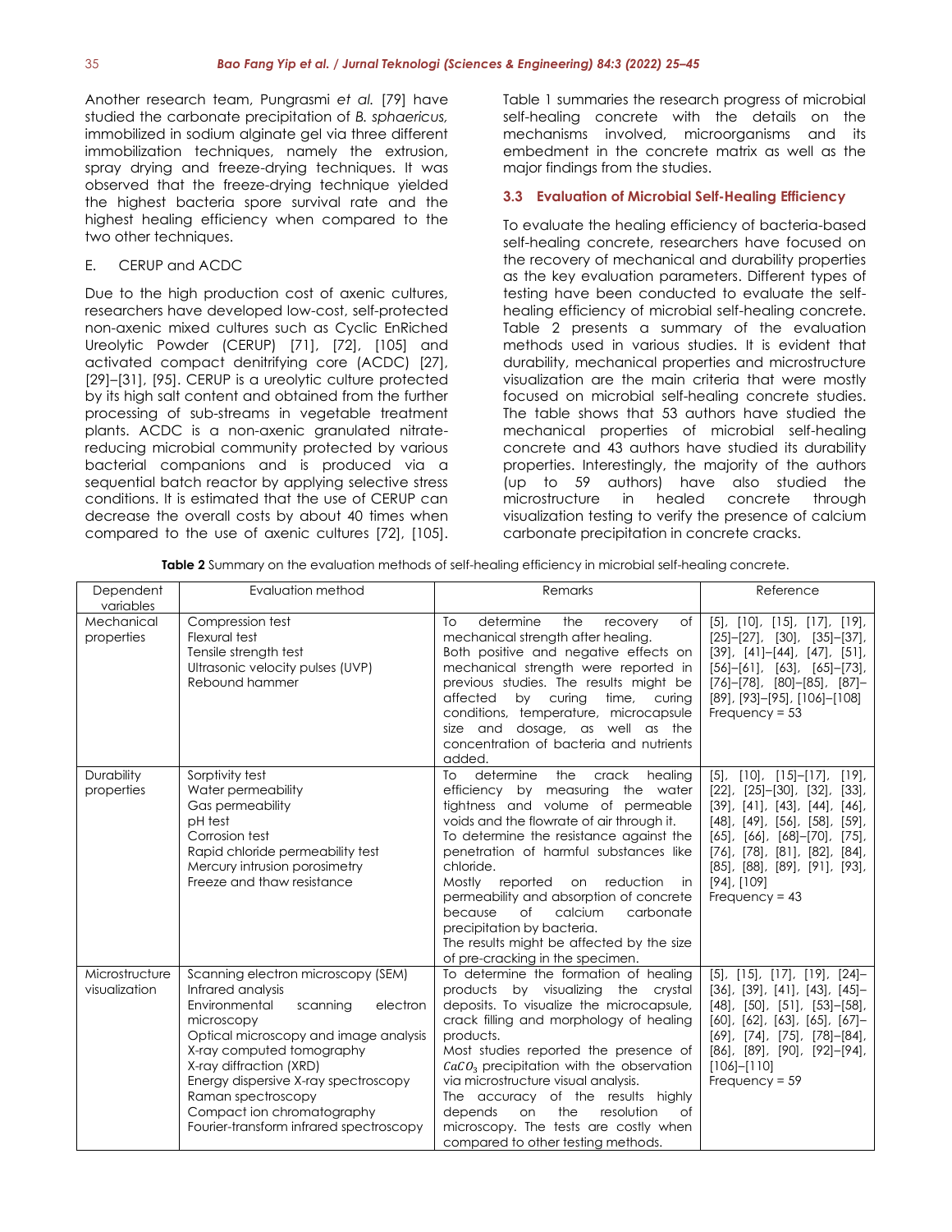Another research team, Pungrasmi *et al.* [79] have studied the carbonate precipitation of *B. sphaericus,* immobilized in sodium alginate gel via three different immobilization techniques, namely the extrusion, spray drying and freeze-drying techniques. It was observed that the freeze-drying technique yielded the highest bacteria spore survival rate and the highest healing efficiency when compared to the two other techniques.

E. CERUP and ACDC

Due to the high production cost of axenic cultures, researchers have developed low-cost, self-protected non-axenic mixed cultures such as Cyclic EnRiched Ureolytic Powder (CERUP) [71], [72], [105] and activated compact denitrifying core (ACDC) [27], [29]–[31], [95]. CERUP is a ureolytic culture protected by its high salt content and obtained from the further processing of sub-streams in vegetable treatment plants. ACDC is a non-axenic granulated nitrate-reducing microbial community protected by various bacterial companions and is produced via a sequential batch reactor by applying selective stress conditions. It is estimated that the use of CERUP can decrease the overall costs by about 40 times when compared to the use of axenic cultures [72], [105].

Table 1 summaries the research progress of microbial self-healing concrete with the details on the mechanisms involved, microorganisms and its embedment in the concrete matrix as well as the major findings from the studies.

### 3.3 Evaluation of Microbial Self-Healing Efficiency

To evaluate the healing efficiency of bacteria-based self-healing concrete, researchers have focused on the recovery of mechanical and durability properties as the key evaluation parameters. Different types of testing have been conducted to evaluate the self-healing efficiency of microbial self-healing concrete. Table 2 presents a summary of the evaluation methods used in various studies. It is evident that durability, mechanical properties and microstructure visualization are the main criteria that were mostly focused on microbial self-healing concrete studies. The table shows that 53 authors have studied the mechanical properties of microbial self-healing concrete and 43 authors have studied its durability properties. Interestingly, the majority of the authors (up to 59 authors) have also studied the microstructure in healed concrete through visualization testing to verify the presence of calcium carbonate precipitation in concrete cracks.

**Table 2** Summary on the evaluation methods of self-healing efficiency in microbial self-healing concrete.

| Dependent variables | Evaluation method | Remarks | Reference |
|---|---|---|---|
| Mechanical properties | Compression test<br>Flexural test<br>Tensile strength test<br>Ultrasonic velocity pulses (UVP)<br>Rebound hammer | To determine the recovery of mechanical strength after healing.<br>Both positive and negative effects on mechanical strength were reported in previous studies. The results might be affected by curing time, curing conditions, temperature, microcapsule size and dosage, as well as the concentration of bacteria and nutrients added. | [5], [10], [15], [17], [19], [25]–[27], [30], [35]–[37], [39], [41]–[44], [47], [51], [56]–[61], [63], [65]–[73], [76]–[78], [80]–[85], [87]–[89], [93]–[95], [106]–[108]<br>Frequency = 53 |
| Durability properties | Sorptivity test<br>Water permeability<br>Gas permeability<br>pH test<br>Corrosion test<br>Rapid chloride permeability test<br>Mercury intrusion porosimetry<br>Freeze and thaw resistance | To determine the crack healing efficiency by measuring the water tightness and volume of permeable voids and the flowrate of air through it.<br>To determine the resistance against the penetration of harmful substances like chloride.<br>Mostly reported on reduction in permeability and absorption of concrete because of calcium carbonate precipitation by bacteria.<br>The results might be affected by the size of pre-cracking in the specimen. | [5], [10], [15]–[17], [19], [22], [25]–[30], [32], [33], [39], [41], [43], [44], [46], [48], [49], [56], [58], [59], [65], [66], [68]–[70], [75], [76], [78], [81], [82], [84], [85], [88], [89], [91], [93], [94], [109]<br>Frequency = 43 |
| Microstructure visualization | Scanning electron microscopy (SEM)<br>Infrared analysis<br>Environmental scanning electron microscopy<br>Optical microscopy and image analysis<br>X-ray computed tomography<br>X-ray diffraction (XRD)<br>Energy dispersive X-ray spectroscopy<br>Raman spectroscopy<br>Compact ion chromatography<br>Fourier-transform infrared spectroscopy | To determine the formation of healing products by visualizing the crystal deposits. To visualize the microcapsule, crack filling and morphology of healing products.<br>Most studies reported the presence of $CaCO_3$ precipitation with the observation via microstructure visual analysis.<br>The accuracy of the results highly depends on the resolution of microscopy. The tests are costly when compared to other testing methods. | [5], [15], [17], [19], [24]–[36], [39], [41], [43], [45]–[48], [50], [51], [53]–[58], [60], [62], [63], [65], [67]–[69], [74], [75], [78]–[84], [86], [89], [90], [92]–[94], [106]–[110]<br>Frequency = 59 |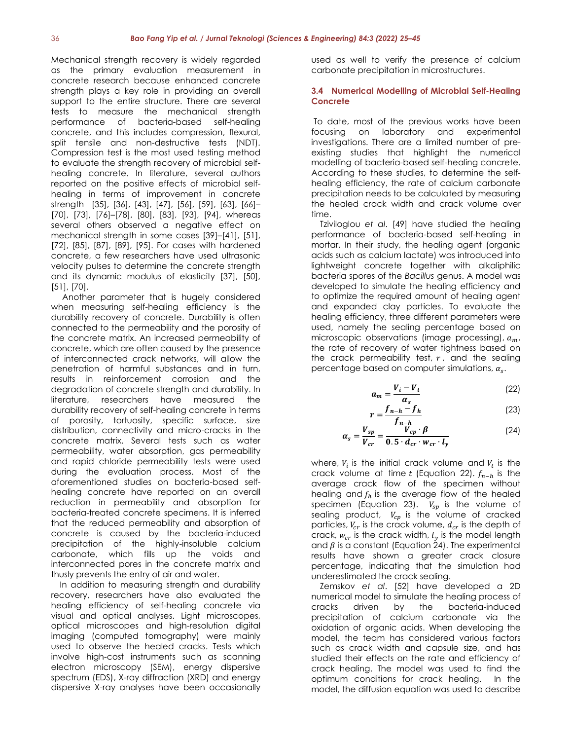Mechanical strength recovery is widely regarded as the primary evaluation measurement in concrete research because enhanced concrete strength plays a key role in providing an overall support to the entire structure. There are several tests to measure the mechanical strength performance of bacteria-based self-healing concrete, and this includes compression, flexural, split tensile and non-destructive tests (NDT). Compression test is the most used testing method to evaluate the strength recovery of microbial self-healing concrete. In literature, several authors reported on the positive effects of microbial self-healing in terms of improvement in concrete strength [35], [36], [43], [47], [56], [59], [63], [66]–[70], [73], [76]–[78], [80], [83], [93], [94], whereas several others observed a negative effect on mechanical strength in some cases [39]–[41], [51], [72], [85], [87], [89], [95]. For cases with hardened concrete, a few researchers have used ultrasonic velocity pulses to determine the concrete strength and its dynamic modulus of elasticity [37], [50], [51], [70].

Another parameter that is hugely considered when measuring self-healing efficiency is the durability recovery of concrete. Durability is often connected to the permeability and the porosity of the concrete matrix. An increased permeability of concrete, which are often caused by the presence of interconnected crack networks, will allow the penetration of harmful substances and in turn, results in reinforcement corrosion and the degradation of concrete strength and durability. In literature, researchers have measured the durability recovery of self-healing concrete in terms of porosity, tortuosity, specific surface, size distribution, connectivity and micro-cracks in the concrete matrix. Several tests such as water permeability, water absorption, gas permeability and rapid chloride permeability tests were used during the evaluation process. Most of the aforementioned studies on bacteria-based self-healing concrete have reported on an overall reduction in permeability and absorption for bacteria-treated concrete specimens. It is inferred that the reduced permeability and absorption of concrete is caused by the bacteria-induced precipitation of the highly-insoluble calcium carbonate, which fills up the voids and interconnected pores in the concrete matrix and thusly prevents the entry of air and water.

In addition to measuring strength and durability recovery, researchers have also evaluated the healing efficiency of self-healing concrete via visual and optical analyses. Light microscopes, optical microscopes and high-resolution digital imaging (computed tomography) were mainly used to observe the healed cracks. Tests which involve high-cost instruments such as scanning electron microscopy (SEM), energy dispersive spectrum (EDS), X-ray diffraction (XRD) and energy dispersive X-ray analyses have been occasionally used as well to verify the presence of calcium carbonate precipitation in microstructures.

### 3.4 Numerical Modelling of Microbial Self-Healing Concrete

To date, most of the previous works have been focusing on laboratory and experimental investigations. There are a limited number of pre-existing studies that highlight the numerical modelling of bacteria-based self-healing concrete. According to these studies, to determine the self-healing efficiency, the rate of calcium carbonate precipitation needs to be calculated by measuring the healed crack width and crack volume over time.

Tziviloglou *et al*. [49] have studied the healing performance of bacteria-based self-healing in mortar. In their study, the healing agent (organic acids such as calcium lactate) was introduced into lightweight concrete together with alkaliphilic bacteria spores of the *Bacillus* genus. A model was developed to simulate the healing efficiency and to optimize the required amount of healing agent and expanded clay particles. To evaluate the healing efficiency, three different parameters were used, namely the sealing percentage based on microscopic observations (image processing), $a_m$, the rate of recovery of water tightness based on the crack permeability test, $r$, and the sealing percentage based on computer simulations, $\alpha_s$.

$$a_m = \frac{V_i - V_t}{\alpha_s} \tag{22}$$

$$r = \frac{f_{n-h} - f_h}{f_{n-h}} \tag{23}$$

$$\alpha_s = \frac{V_{sp}}{V_{cr}} = \frac{V_{cp} \cdot \beta}{0.5 \cdot d_{cr} \cdot w_{cr} \cdot l_y} \tag{24}$$

where, $V_i$ is the initial crack volume and $V_t$ is the crack volume at time $t$ (Equation 22). $f_{n-h}$ is the average crack flow of the specimen without healing and $f_h$ is the average flow of the healed specimen (Equation 23). $V_{sp}$ is the volume of sealing product, $V_{cp}$ is the volume of cracked particles, $V_{cr}$ is the crack volume, $d_{cr}$ is the depth of crack, $w_{cr}$ is the crack width, $l_y$ is the model length and $\beta$ is a constant (Equation 24). The experimental results have shown a greater crack closure percentage, indicating that the simulation had underestimated the crack sealing.

Zemskov *et al*. [52] have developed a 2D numerical model to simulate the healing process of cracks driven by the bacteria-induced precipitation of calcium carbonate via the oxidation of organic acids. When developing the model, the team has considered various factors such as crack width and capsule size, and has studied their effects on the rate and efficiency of crack healing. The model was used to find the optimum conditions for crack healing. In the model, the diffusion equation was used to describe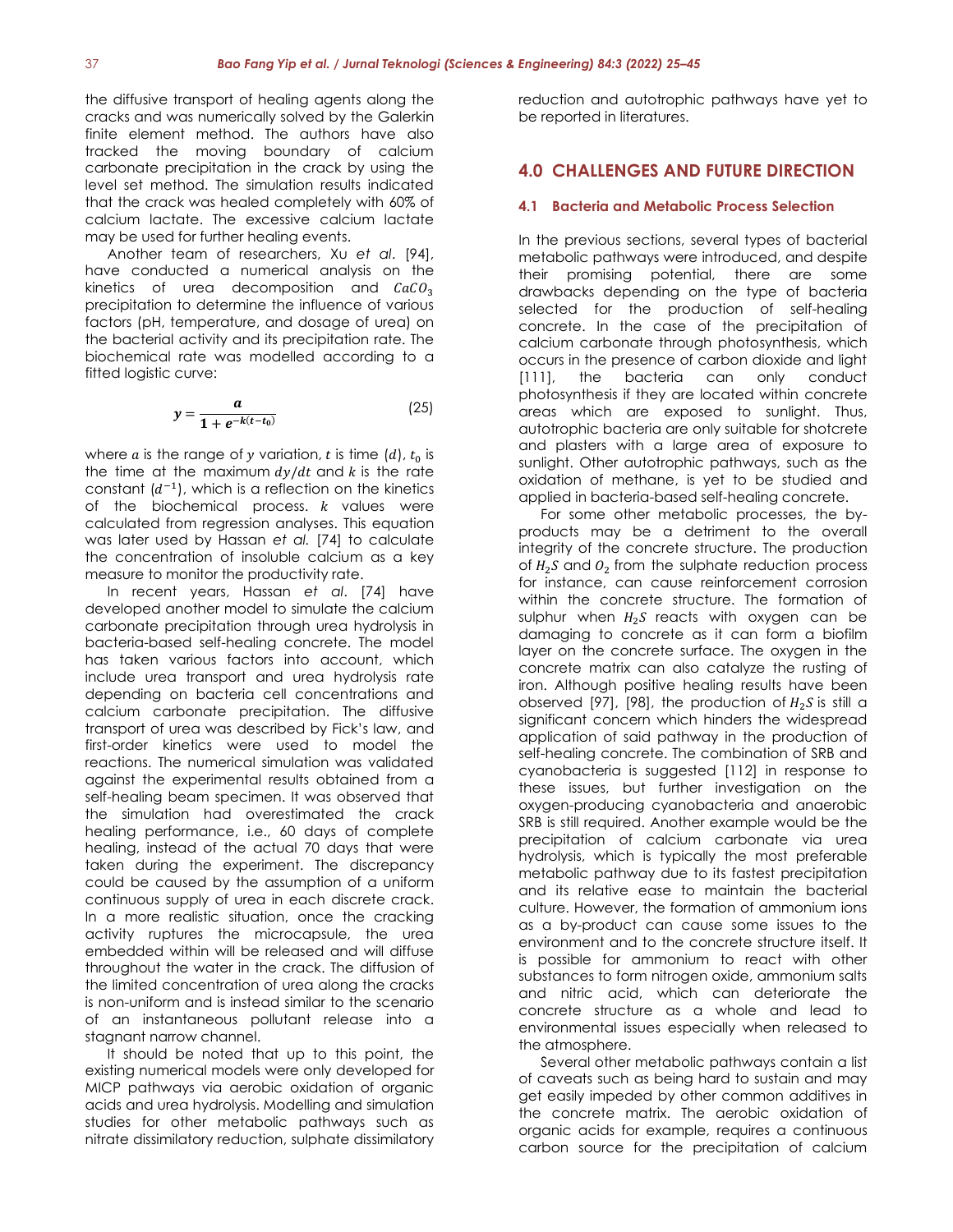the diffusive transport of healing agents along the cracks and was numerically solved by the Galerkin finite element method. The authors have also tracked the moving boundary of calcium carbonate precipitation in the crack by using the level set method. The simulation results indicated that the crack was healed completely with 60% of calcium lactate. The excessive calcium lactate may be used for further healing events.

Another team of researchers, Xu *et al*. [94], have conducted a numerical analysis on the kinetics of urea decomposition and $CaCO_3$ precipitation to determine the influence of various factors (pH, temperature, and dosage of urea) on the bacterial activity and its precipitation rate. The biochemical rate was modelled according to a fitted logistic curve:

$$y = \frac{a}{1 + e^{-k(t-t_0)}} \tag{25}$$

where $a$ is the range of $y$ variation, $t$ is time $(d)$, $t_0$ is the time at the maximum $dy/dt$ and $k$ is the rate constant $(d^{-1})$, which is a reflection on the kinetics of the biochemical process. $k$ values were calculated from regression analyses. This equation was later used by Hassan *et al.* [74] to calculate the concentration of insoluble calcium as a key measure to monitor the productivity rate.

In recent years, Hassan *et al*. [74] have developed another model to simulate the calcium carbonate precipitation through urea hydrolysis in bacteria-based self-healing concrete. The model has taken various factors into account, which include urea transport and urea hydrolysis rate depending on bacteria cell concentrations and calcium carbonate precipitation. The diffusive transport of urea was described by Fick's law, and first-order kinetics were used to model the reactions. The numerical simulation was validated against the experimental results obtained from a self-healing beam specimen. It was observed that the simulation had overestimated the crack healing performance, i.e., 60 days of complete healing, instead of the actual 70 days that were taken during the experiment. The discrepancy could be caused by the assumption of a uniform continuous supply of urea in each discrete crack. In a more realistic situation, once the cracking activity ruptures the microcapsule, the urea embedded within will be released and will diffuse throughout the water in the crack. The diffusion of the limited concentration of urea along the cracks is non-uniform and is instead similar to the scenario of an instantaneous pollutant release into a stagnant narrow channel.

It should be noted that up to this point, the existing numerical models were only developed for MICP pathways via aerobic oxidation of organic acids and urea hydrolysis. Modelling and simulation studies for other metabolic pathways such as nitrate dissimilatory reduction, sulphate dissimilatory reduction and autotrophic pathways have yet to be reported in literatures.

## 4.0 CHALLENGES AND FUTURE DIRECTION

### 4.1 Bacteria and Metabolic Process Selection

In the previous sections, several types of bacterial metabolic pathways were introduced, and despite their promising potential, there are some drawbacks depending on the type of bacteria selected for the production of self-healing concrete. In the case of the precipitation of calcium carbonate through photosynthesis, which occurs in the presence of carbon dioxide and light [111], the bacteria can only conduct photosynthesis if they are located within concrete areas which are exposed to sunlight. Thus, autotrophic bacteria are only suitable for shotcrete and plasters with a large area of exposure to sunlight. Other autotrophic pathways, such as the oxidation of methane, is yet to be studied and applied in bacteria-based self-healing concrete.

For some other metabolic processes, the by-products may be a detriment to the overall integrity of the concrete structure. The production of $H_2S$ and $O_2$ from the sulphate reduction process for instance, can cause reinforcement corrosion within the concrete structure. The formation of sulphur when $H_2S$ reacts with oxygen can be damaging to concrete as it can form a biofilm layer on the concrete surface. The oxygen in the concrete matrix can also catalyze the rusting of iron. Although positive healing results have been observed [97], [98], the production of $H_2S$ is still a significant concern which hinders the widespread application of said pathway in the production of self-healing concrete. The combination of SRB and cyanobacteria is suggested [112] in response to these issues, but further investigation on the oxygen-producing cyanobacteria and anaerobic SRB is still required. Another example would be the precipitation of calcium carbonate via urea hydrolysis, which is typically the most preferable metabolic pathway due to its fastest precipitation and its relative ease to maintain the bacterial culture. However, the formation of ammonium ions as a by-product can cause some issues to the environment and to the concrete structure itself. It is possible for ammonium to react with other substances to form nitrogen oxide, ammonium salts and nitric acid, which can deteriorate the concrete structure as a whole and lead to environmental issues especially when released to the atmosphere.

Several other metabolic pathways contain a list of caveats such as being hard to sustain and may get easily impeded by other common additives in the concrete matrix. The aerobic oxidation of organic acids for example, requires a continuous carbon source for the precipitation of calcium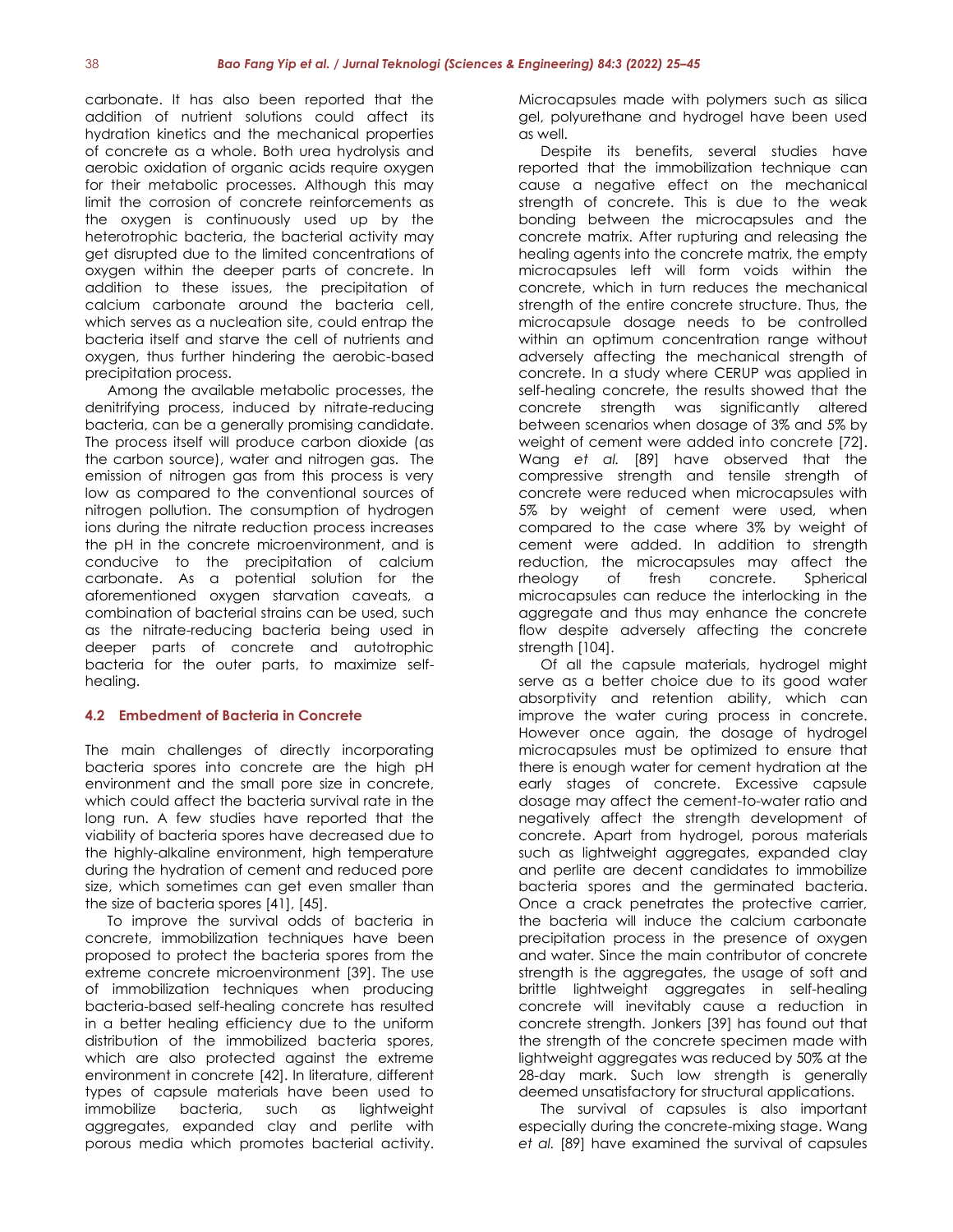carbonate. It has also been reported that the addition of nutrient solutions could affect its hydration kinetics and the mechanical properties of concrete as a whole. Both urea hydrolysis and aerobic oxidation of organic acids require oxygen for their metabolic processes. Although this may limit the corrosion of concrete reinforcements as the oxygen is continuously used up by the heterotrophic bacteria, the bacterial activity may get disrupted due to the limited concentrations of oxygen within the deeper parts of concrete. In addition to these issues, the precipitation of calcium carbonate around the bacteria cell, which serves as a nucleation site, could entrap the bacteria itself and starve the cell of nutrients and oxygen, thus further hindering the aerobic-based precipitation process.

Among the available metabolic processes, the denitrifying process, induced by nitrate-reducing bacteria, can be a generally promising candidate. The process itself will produce carbon dioxide (as the carbon source), water and nitrogen gas. The emission of nitrogen gas from this process is very low as compared to the conventional sources of nitrogen pollution. The consumption of hydrogen ions during the nitrate reduction process increases the pH in the concrete microenvironment, and is conducive to the precipitation of calcium carbonate. As a potential solution for the aforementioned oxygen starvation caveats, a combination of bacterial strains can be used, such as the nitrate-reducing bacteria being used in deeper parts of concrete and autotrophic bacteria for the outer parts, to maximize self-healing.

### 4.2 Embedment of Bacteria in Concrete

The main challenges of directly incorporating bacteria spores into concrete are the high pH environment and the small pore size in concrete, which could affect the bacteria survival rate in the long run. A few studies have reported that the viability of bacteria spores have decreased due to the highly-alkaline environment, high temperature during the hydration of cement and reduced pore size, which sometimes can get even smaller than the size of bacteria spores [41], [45].

To improve the survival odds of bacteria in concrete, immobilization techniques have been proposed to protect the bacteria spores from the extreme concrete microenvironment [39]. The use of immobilization techniques when producing bacteria-based self-healing concrete has resulted in a better healing efficiency due to the uniform distribution of the immobilized bacteria spores, which are also protected against the extreme environment in concrete [42]. In literature, different types of capsule materials have been used to immobilize bacteria, such as lightweight aggregates, expanded clay and perlite with porous media which promotes bacterial activity. Microcapsules made with polymers such as silica gel, polyurethane and hydrogel have been used as well.

Despite its benefits, several studies have reported that the immobilization technique can cause a negative effect on the mechanical strength of concrete. This is due to the weak bonding between the microcapsules and the concrete matrix. After rupturing and releasing the healing agents into the concrete matrix, the empty microcapsules left will form voids within the concrete, which in turn reduces the mechanical strength of the entire concrete structure. Thus, the microcapsule dosage needs to be controlled within an optimum concentration range without adversely affecting the mechanical strength of concrete. In a study where CERUP was applied in self-healing concrete, the results showed that the concrete strength was significantly altered between scenarios when dosage of 3% and 5% by weight of cement were added into concrete [72]. Wang *et al.* [89] have observed that the compressive strength and tensile strength of concrete were reduced when microcapsules with 5% by weight of cement were used, when compared to the case where 3% by weight of cement were added. In addition to strength reduction, the microcapsules may affect the rheology of fresh concrete. Spherical microcapsules can reduce the interlocking in the aggregate and thus may enhance the concrete flow despite adversely affecting the concrete strength [104].

Of all the capsule materials, hydrogel might serve as a better choice due to its good water absorptivity and retention ability, which can improve the water curing process in concrete. However once again, the dosage of hydrogel microcapsules must be optimized to ensure that there is enough water for cement hydration at the early stages of concrete. Excessive capsule dosage may affect the cement-to-water ratio and negatively affect the strength development of concrete. Apart from hydrogel, porous materials such as lightweight aggregates, expanded clay and perlite are decent candidates to immobilize bacteria spores and the germinated bacteria. Once a crack penetrates the protective carrier, the bacteria will induce the calcium carbonate precipitation process in the presence of oxygen and water. Since the main contributor of concrete strength is the aggregates, the usage of soft and brittle lightweight aggregates in self-healing concrete will inevitably cause a reduction in concrete strength. Jonkers [39] has found out that the strength of the concrete specimen made with lightweight aggregates was reduced by 50% at the 28-day mark. Such low strength is generally deemed unsatisfactory for structural applications.

The survival of capsules is also important especially during the concrete-mixing stage. Wang *et al.* [89] have examined the survival of capsules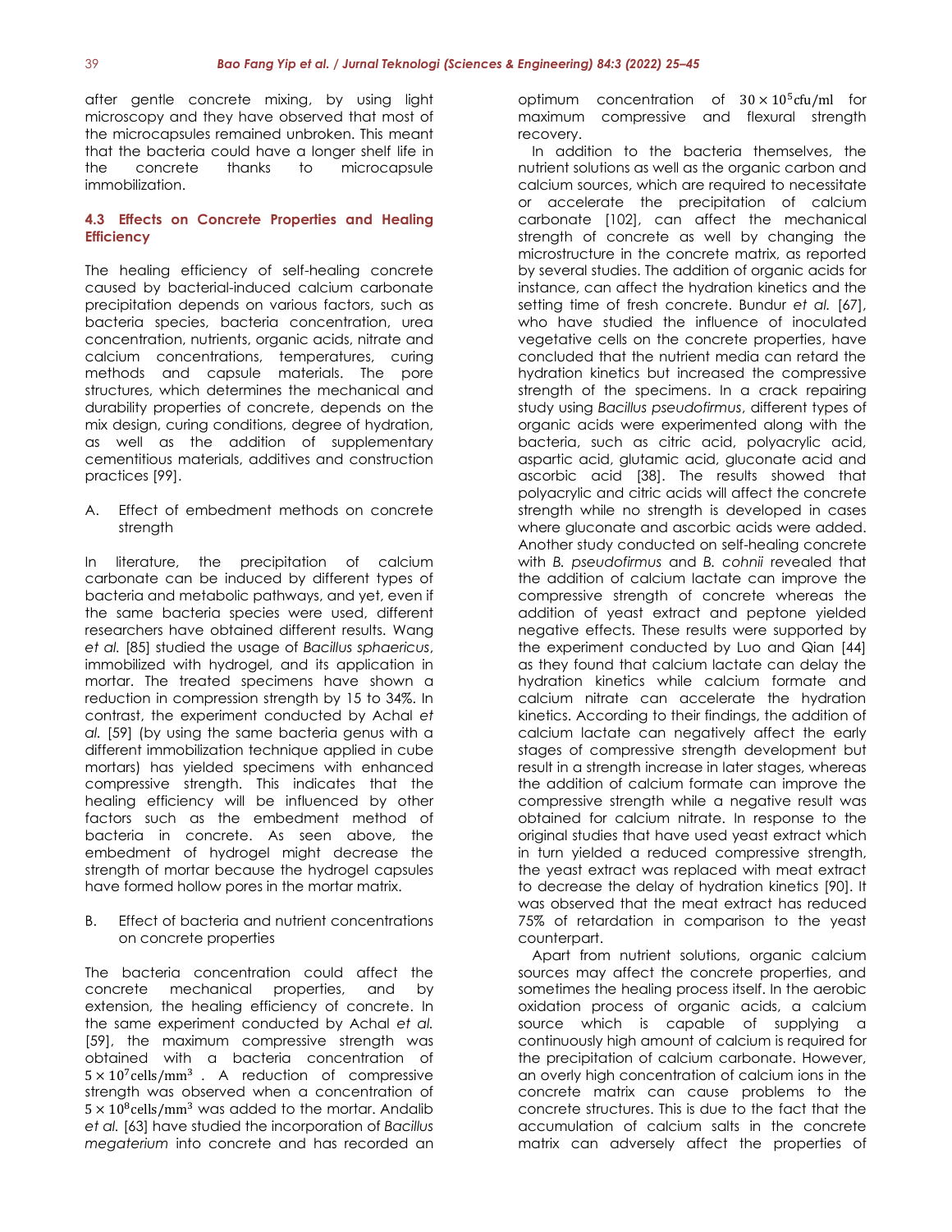after gentle concrete mixing, by using light microscopy and they have observed that most of the microcapsules remained unbroken. This meant that the bacteria could have a longer shelf life in the concrete thanks to microcapsule immobilization.

### 4.3 Effects on Concrete Properties and Healing Efficiency

The healing efficiency of self-healing concrete caused by bacterial-induced calcium carbonate precipitation depends on various factors, such as bacteria species, bacteria concentration, urea concentration, nutrients, organic acids, nitrate and calcium concentrations, temperatures, curing methods and capsule materials. The pore structures, which determines the mechanical and durability properties of concrete, depends on the mix design, curing conditions, degree of hydration, as well as the addition of supplementary cementitious materials, additives and construction practices [99].

A. Effect of embedment methods on concrete strength

In literature, the precipitation of calcium carbonate can be induced by different types of bacteria and metabolic pathways, and yet, even if the same bacteria species were used, different researchers have obtained different results. Wang *et al.* [85] studied the usage of *Bacillus sphaericus*, immobilized with hydrogel, and its application in mortar. The treated specimens have shown a reduction in compression strength by 15 to 34%. In contrast, the experiment conducted by Achal *et al.* [59] (by using the same bacteria genus with a different immobilization technique applied in cube mortars) has yielded specimens with enhanced compressive strength. This indicates that the healing efficiency will be influenced by other factors such as the embedment method of bacteria in concrete. As seen above, the embedment of hydrogel might decrease the strength of mortar because the hydrogel capsules have formed hollow pores in the mortar matrix.

B. Effect of bacteria and nutrient concentrations on concrete properties

The bacteria concentration could affect the concrete mechanical properties, and by extension, the healing efficiency of concrete. In the same experiment conducted by Achal *et al.* [59], the maximum compressive strength was obtained with a bacteria concentration of $5 \times 10^7 \text{cells/mm}^3$. A reduction of compressive strength was observed when a concentration of $5 \times 10^8 \text{cells/mm}^3$ was added to the mortar. Andalib *et al.* [63] have studied the incorporation of *Bacillus megaterium* into concrete and has recorded an optimum concentration of $30 \times 10^5 \text{cfu/ml}$ for maximum compressive and flexural strength recovery.

In addition to the bacteria themselves, the nutrient solutions as well as the organic carbon and calcium sources, which are required to necessitate or accelerate the precipitation of calcium carbonate [102], can affect the mechanical strength of concrete as well by changing the microstructure in the concrete matrix, as reported by several studies. The addition of organic acids for instance, can affect the hydration kinetics and the setting time of fresh concrete. Bundur *et al.* [67], who have studied the influence of inoculated vegetative cells on the concrete properties, have concluded that the nutrient media can retard the hydration kinetics but increased the compressive strength of the specimens. In a crack repairing study using *Bacillus pseudofirmus*, different types of organic acids were experimented along with the bacteria, such as citric acid, polyacrylic acid, aspartic acid, glutamic acid, gluconate acid and ascorbic acid [38]. The results showed that polyacrylic and citric acids will affect the concrete strength while no strength is developed in cases where gluconate and ascorbic acids were added. Another study conducted on self-healing concrete with *B. pseudofirmus* and *B. cohnii* revealed that the addition of calcium lactate can improve the compressive strength of concrete whereas the addition of yeast extract and peptone yielded negative effects. These results were supported by the experiment conducted by Luo and Qian [44] as they found that calcium lactate can delay the hydration kinetics while calcium formate and calcium nitrate can accelerate the hydration kinetics. According to their findings, the addition of calcium lactate can negatively affect the early stages of compressive strength development but result in a strength increase in later stages, whereas the addition of calcium formate can improve the compressive strength while a negative result was obtained for calcium nitrate. In response to the original studies that have used yeast extract which in turn yielded a reduced compressive strength, the yeast extract was replaced with meat extract to decrease the delay of hydration kinetics [90]. It was observed that the meat extract has reduced 75% of retardation in comparison to the yeast counterpart.

Apart from nutrient solutions, organic calcium sources may affect the concrete properties, and sometimes the healing process itself. In the aerobic oxidation process of organic acids, a calcium source which is capable of supplying a continuously high amount of calcium is required for the precipitation of calcium carbonate. However, an overly high concentration of calcium ions in the concrete matrix can cause problems to the concrete structures. This is due to the fact that the accumulation of calcium salts in the concrete matrix can adversely affect the properties of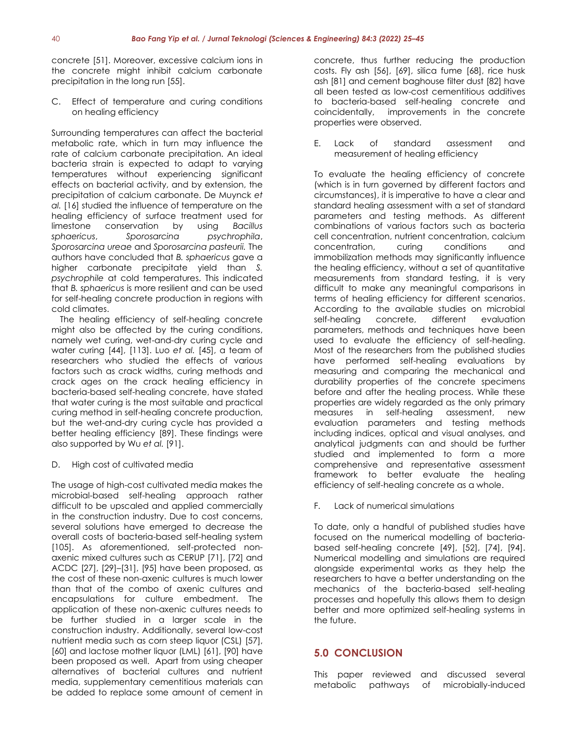concrete [51]. Moreover, excessive calcium ions in the concrete might inhibit calcium carbonate precipitation in the long run [55].

C. Effect of temperature and curing conditions on healing efficiency

Surrounding temperatures can affect the bacterial metabolic rate, which in turn may influence the rate of calcium carbonate precipitation. An ideal bacteria strain is expected to adapt to varying temperatures without experiencing significant effects on bacterial activity, and by extension, the precipitation of calcium carbonate. De Muynck *et al.* [16] studied the influence of temperature on the healing efficiency of surface treatment used for limestone conservation by using *Bacillus sphaericus*, *Sporosarcina psychrophila*, *Sporosarcina ureae* and *Sporosarcina pasteurii.* The authors have concluded that *B. sphaericus* gave a higher carbonate precipitate yield than *S. psychrophile* at cold temperatures. This indicated that *B. sphaericus* is more resilient and can be used for self-healing concrete production in regions with cold climates.

The healing efficiency of self-healing concrete might also be affected by the curing conditions, namely wet curing, wet-and-dry curing cycle and water curing [44], [113]. Luo *et al.* [45], a team of researchers who studied the effects of various factors such as crack widths, curing methods and crack ages on the crack healing efficiency in bacteria-based self-healing concrete, have stated that water curing is the most suitable and practical curing method in self-healing concrete production, but the wet-and-dry curing cycle has provided a better healing efficiency [89]. These findings were also supported by Wu *et al.* [91].

D. High cost of cultivated media

The usage of high-cost cultivated media makes the microbial-based self-healing approach rather difficult to be upscaled and applied commercially in the construction industry. Due to cost concerns, several solutions have emerged to decrease the overall costs of bacteria-based self-healing system [105]. As aforementioned, self-protected non-axenic mixed cultures such as CERUP [71], [72] and ACDC [27], [29]–[31], [95] have been proposed, as the cost of these non-axenic cultures is much lower than that of the combo of axenic cultures and encapsulations for culture embedment. The application of these non-axenic cultures needs to be further studied in a larger scale in the construction industry. Additionally, several low-cost nutrient media such as corn steep liquor (CSL) [57], [60] and lactose mother liquor (LML) [61], [90] have been proposed as well. Apart from using cheaper alternatives of bacterial cultures and nutrient media, supplementary cementitious materials can be added to replace some amount of cement in concrete, thus further reducing the production costs. Fly ash [56], [69], silica fume [68], rice husk ash [81] and cement baghouse filter dust [82] have all been tested as low-cost cementitious additives to bacteria-based self-healing concrete and coincidentally, improvements in the concrete properties were observed.

E. Lack of standard assessment and measurement of healing efficiency

To evaluate the healing efficiency of concrete (which is in turn governed by different factors and circumstances), it is imperative to have a clear and standard healing assessment with a set of standard parameters and testing methods. As different combinations of various factors such as bacteria cell concentration, nutrient concentration, calcium concentration, curing conditions and immobilization methods may significantly influence the healing efficiency, without a set of quantitative measurements from standard testing, it is very difficult to make any meaningful comparisons in terms of healing efficiency for different scenarios. According to the available studies on microbial self-healing concrete, different evaluation parameters, methods and techniques have been used to evaluate the efficiency of self-healing. Most of the researchers from the published studies have performed self-healing evaluations by measuring and comparing the mechanical and durability properties of the concrete specimens before and after the healing process. While these properties are widely regarded as the only primary measures in self-healing assessment, new evaluation parameters and testing methods including indices, optical and visual analyses, and analytical judgments can and should be further studied and implemented to form a more comprehensive and representative assessment framework to better evaluate the healing efficiency of self-healing concrete as a whole.

F. Lack of numerical simulations

To date, only a handful of published studies have focused on the numerical modelling of bacteria-based self-healing concrete [49], [52], [74], [94]. Numerical modelling and simulations are required alongside experimental works as they help the researchers to have a better understanding on the mechanics of the bacteria-based self-healing processes and hopefully this allows them to design better and more optimized self-healing systems in the future.

## 5.0 CONCLUSION

This paper reviewed and discussed several metabolic pathways of microbially-induced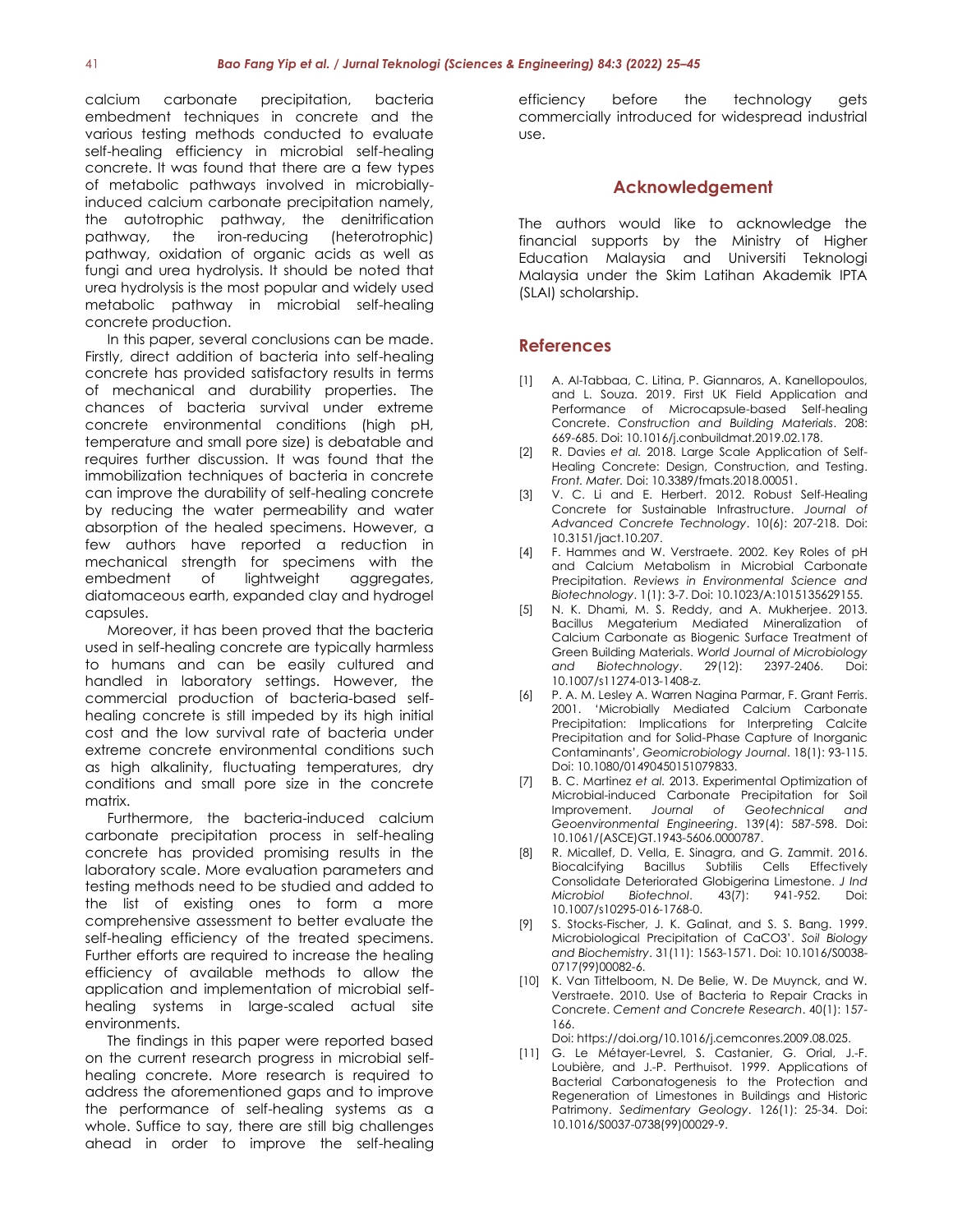calcium carbonate precipitation, bacteria embedment techniques in concrete and the various testing methods conducted to evaluate self-healing efficiency in microbial self-healing concrete. It was found that there are a few types of metabolic pathways involved in microbially-induced calcium carbonate precipitation namely, the autotrophic pathway, the denitrification pathway, the iron-reducing (heterotrophic) pathway, oxidation of organic acids as well as fungi and urea hydrolysis. It should be noted that urea hydrolysis is the most popular and widely used metabolic pathway in microbial self-healing concrete production.

In this paper, several conclusions can be made. Firstly, direct addition of bacteria into self-healing concrete has provided satisfactory results in terms of mechanical and durability properties. The chances of bacteria survival under extreme concrete environmental conditions (high pH, temperature and small pore size) is debatable and requires further discussion. It was found that the immobilization techniques of bacteria in concrete can improve the durability of self-healing concrete by reducing the water permeability and water absorption of the healed specimens. However, a few authors have reported a reduction in mechanical strength for specimens with the embedment of lightweight aggregates, diatomaceous earth, expanded clay and hydrogel capsules.

Moreover, it has been proved that the bacteria used in self-healing concrete are typically harmless to humans and can be easily cultured and handled in laboratory settings. However, the commercial production of bacteria-based self-healing concrete is still impeded by its high initial cost and the low survival rate of bacteria under extreme concrete environmental conditions such as high alkalinity, fluctuating temperatures, dry conditions and small pore size in the concrete matrix.

Furthermore, the bacteria-induced calcium carbonate precipitation process in self-healing concrete has provided promising results in the laboratory scale. More evaluation parameters and testing methods need to be studied and added to the list of existing ones to form a more comprehensive assessment to better evaluate the self-healing efficiency of the treated specimens. Further efforts are required to increase the healing efficiency of available methods to allow the application and implementation of microbial self-healing systems in large-scaled actual site environments.

The findings in this paper were reported based on the current research progress in microbial self-healing concrete. More research is required to address the aforementioned gaps and to improve the performance of self-healing systems as a whole. Suffice to say, there are still big challenges ahead in order to improve the self-healing efficiency before the technology gets commercially introduced for widespread industrial use.

## Acknowledgement

The authors would like to acknowledge the financial supports by the Ministry of Higher Education Malaysia and Universiti Teknologi Malaysia under the Skim Latihan Akademik IPTA (SLAI) scholarship.

## References

[1] A. Al-Tabbaa, C. Litina, P. Giannaros, A. Kanellopoulos, and L. Souza. 2019. First UK Field Application and Performance of Microcapsule-based Self-healing Concrete. *Construction and Building Materials*. 208: 669-685. Doi: 10.1016/j.conbuildmat.2019.02.178.

[2] R. Davies *et al.* 2018. Large Scale Application of Self-Healing Concrete: Design, Construction, and Testing. *Front. Mater.* Doi: 10.3389/fmats.2018.00051.

[3] V. C. Li and E. Herbert. 2012. Robust Self-Healing Concrete for Sustainable Infrastructure. *Journal of Advanced Concrete Technology*. 10(6): 207-218. Doi: 10.3151/jact.10.207.

[4] F. Hammes and W. Verstraete. 2002. Key Roles of pH and Calcium Metabolism in Microbial Carbonate Precipitation. *Reviews in Environmental Science and Biotechnology*. 1(1): 3-7. Doi: 10.1023/A:1015135629155.

[5] N. K. Dhami, M. S. Reddy, and A. Mukherjee. 2013. Bacillus Megaterium Mediated Mineralization of Calcium Carbonate as Biogenic Surface Treatment of Green Building Materials. *World Journal of Microbiology and Biotechnology*. 29(12): 2397-2406. Doi: 10.1007/s11274-013-1408-z.

[6] P. A. M. Lesley A. Warren Nagina Parmar, F. Grant Ferris. 2001. 'Microbially Mediated Calcium Carbonate Precipitation: Implications for Interpreting Calcite Precipitation and for Solid-Phase Capture of Inorganic Contaminants', *Geomicrobiology Journal*. 18(1): 93-115. Doi: 10.1080/01490450151079833.

[7] B. C. Martinez *et al.* 2013. Experimental Optimization of Microbial-induced Carbonate Precipitation for Soil Improvement. *Journal of Geotechnical and Geoenvironmental Engineering*. 139(4): 587-598. Doi: 10.1061/(ASCE)GT.1943-5606.0000787.

[8] R. Micallef, D. Vella, E. Sinagra, and G. Zammit. 2016. Biocalcifying Bacillus Subtilis Cells Effectively Consolidate Deteriorated Globigerina Limestone. *J Ind Microbiol Biotechnol*. 43(7): 941-952. Doi: 10.1007/s10295-016-1768-0.

[9] S. Stocks-Fischer, J. K. Galinat, and S. S. Bang. 1999. Microbiological Precipitation of CaCO3'. *Soil Biology and Biochemistry*. 31(11): 1563-1571. Doi: 10.1016/S0038-0717(99)00082-6.

[10] K. Van Tittelboom, N. De Belie, W. De Muynck, and W. Verstraete. 2010. Use of Bacteria to Repair Cracks in Concrete. *Cement and Concrete Research*. 40(1): 157-166. Doi: https://doi.org/10.1016/j.cemconres.2009.08.025.

[11] G. Le Métayer-Levrel, S. Castanier, G. Orial, J.-F. Loubière, and J.-P. Perthuisot. 1999. Applications of Bacterial Carbonatogenesis to the Protection and Regeneration of Limestones in Buildings and Historic Patrimony. *Sedimentary Geology*. 126(1): 25-34. Doi: 10.1016/S0037-0738(99)00029-9.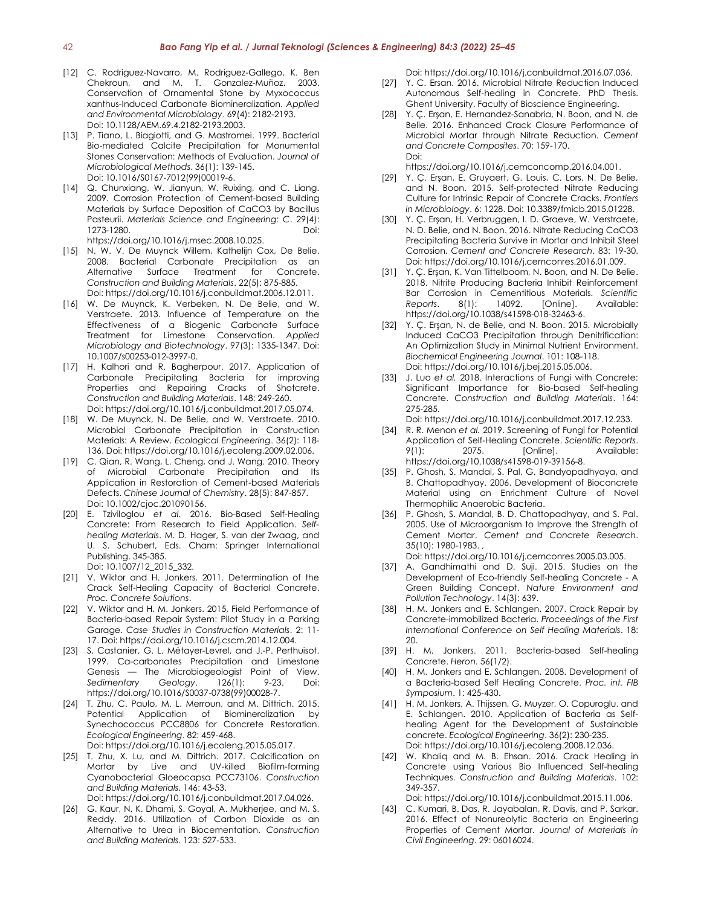[12] C. Rodriguez-Navarro, M. Rodriguez-Gallego, K. Ben Chekroun, and M. T. Gonzalez-Muñoz. 2003. Conservation of Ornamental Stone by Myxococcus xanthus-Induced Carbonate Biomineralization. *Applied and Environmental Microbiology*. 69(4): 2182-2193. Doi: 10.1128/AEM.69.4.2182-2193.2003.

[13] P. Tiano, L. Biagiotti, and G. Mastromei. 1999. Bacterial Bio-mediated Calcite Precipitation for Monumental Stones Conservation: Methods of Evaluation. *Journal of Microbiological Methods*. 36(1): 139-145. Doi: 10.1016/S0167-7012(99)00019-6.

[14] Q. Chunxiang, W. Jianyun, W. Ruixing, and C. Liang. 2009. Corrosion Protection of Cement-based Building Materials by Surface Deposition of CaCO3 by Bacillus Pasteurii. *Materials Science and Engineering: C*. 29(4): 1273-1280. Doi: https://doi.org/10.1016/j.msec.2008.10.025.

[15] N. W. V. De Muynck Willem, Kathelijn Cox, De Belie. 2008. Bacterial Carbonate Precipitation as an Alternative Surface Treatment for Concrete. *Construction and Building Materials*. 22(5): 875-885. Doi: https://doi.org/10.1016/j.conbuildmat.2006.12.011.

[16] W. De Muynck, K. Verbeken, N. De Belie, and W. Verstraete. 2013. Influence of Temperature on the Effectiveness of a Biogenic Carbonate Surface Treatment for Limestone Conservation. *Applied Microbiology and Biotechnology*. 97(3): 1335-1347. Doi: 10.1007/s00253-012-3997-0.

[17] H. Kalhori and R. Bagherpour. 2017. Application of Carbonate Precipitating Bacteria for improving Properties and Repairing Cracks of Shotcrete. *Construction and Building Materials*. 148: 249-260. Doi: https://doi.org/10.1016/j.conbuildmat.2017.05.074.

[18] W. De Muynck, N. De Belie, and W. Verstraete. 2010. Microbial Carbonate Precipitation in Construction Materials: A Review. *Ecological Engineering*. 36(2): 118-136. Doi: https://doi.org/10.1016/j.ecoleng.2009.02.006.

[19] C. Qian, R. Wang, L. Cheng, and J. Wang. 2010. Theory of Microbial Carbonate Precipitation and Its Application in Restoration of Cement-based Materials Defects. *Chinese Journal of Chemistry*. 28(5): 847-857. Doi: 10.1002/cjoc.201090156.

[20] E. Tziviloglou *et al.* 2016. Bio-Based Self-Healing Concrete: From Research to Field Application. *Self-healing Materials*. M. D. Hager, S. van der Zwaag, and U. S. Schubert, Eds. Cham: Springer International Publishing. 345-385. Doi: 10.1007/12_2015_332.

[21] V. Wiktor and H. Jonkers. 2011. Determination of the Crack Self-Healing Capacity of Bacterial Concrete. *Proc. Concrete Solutions*.

[22] V. Wiktor and H. M. Jonkers. 2015, Field Performance of Bacteria-based Repair System: Pilot Study in a Parking Garage. *Case Studies in Construction Materials*. 2: 11-17. Doi: https://doi.org/10.1016/j.cscm.2014.12.004.

[23] S. Castanier, G. L. Métayer-Levrel, and J.-P. Perthuisot. 1999. Ca-carbonates Precipitation and Limestone Genesis — The Microbiogeologist Point of View. *Sedimentary Geology*. 126(1): 9-23. Doi: https://doi.org/10.1016/S0037-0738(99)00028-7.

[24] T. Zhu, C. Paulo, M. L. Merroun, and M. Dittrich. 2015. Potential Application of Biomineralization by Synechococcus PCC8806 for Concrete Restoration. *Ecological Engineering*. 82: 459-468. Doi: https://doi.org/10.1016/j.ecoleng.2015.05.017.

[25] T. Zhu, X. Lu, and M. Dittrich. 2017. Calcification on Mortar by Live and UV-killed Biofilm-forming Cyanobacterial Gloeocapsa PCC73106. *Construction and Building Materials*. 146: 43-53. Doi: https://doi.org/10.1016/j.conbuildmat.2017.04.026.

[26] G. Kaur, N. K. Dhami, S. Goyal, A. Mukherjee, and M. S. Reddy. 2016. Utilization of Carbon Dioxide as an Alternative to Urea in Biocementation. *Construction and Building Materials*. 123: 527-533. Doi: https://doi.org/10.1016/j.conbuildmat.2016.07.036.

[27] Y. C. Ersan. 2016. Microbial Nitrate Reduction Induced Autonomous Self-healing in Concrete. PhD Thesis. Ghent University. Faculty of Bioscience Engineering.

[28] Y. Ç. Erşan, E. Hernandez-Sanabria, N. Boon, and N. de Belie. 2016. Enhanced Crack Closure Performance of Microbial Mortar through Nitrate Reduction. *Cement and Concrete Composites*. 70: 159-170. Doi: https://doi.org/10.1016/j.cemconcomp.2016.04.001.

[29] Y. Ç. Erşan, E. Gruyaert, G. Louis, C. Lors, N. De Belie, and N. Boon. 2015. Self-protected Nitrate Reducing Culture for Intrinsic Repair of Concrete Cracks. *Frontiers in Microbiology*. 6: 1228. Doi: 10.3389/fmicb.2015.01228.

[30] Y. Ç. Erşan, H. Verbruggen, I. D. Graeve, W. Verstraete, N. D. Belie, and N. Boon. 2016. Nitrate Reducing CaCO3 Precipitating Bacteria Survive in Mortar and Inhibit Steel Corrosion. *Cement and Concrete Research*. 83: 19-30. Doi: https://doi.org/10.1016/j.cemconres.2016.01.009.

[31] Y. Ç. Erşan, K. Van Tittelboom, N. Boon, and N. De Belie. 2018. Nitrite Producing Bacteria Inhibit Reinforcement Bar Corrosion in Cementitious Materials. *Scientific Reports*. 8(1): 14092. [Online]. Available: https://doi.org/10.1038/s41598-018-32463-6.

[32] Y. Ç. Erşan, N. de Belie, and N. Boon. 2015. Microbially Induced CaCO3 Precipitation through Denitrification: An Optimization Study in Minimal Nutrient Environment. *Biochemical Engineering Journal*. 101: 108-118. Doi: https://doi.org/10.1016/j.bej.2015.05.006.

[33] J. Luo *et al.* 2018. Interactions of Fungi with Concrete: Significant Importance for Bio-based Self-healing Concrete. *Construction and Building Materials*. 164: 275-285. Doi: https://doi.org/10.1016/j.conbuildmat.2017.12.233.

[34] R. R. Menon *et al.* 2019. Screening of Fungi for Potential Application of Self-Healing Concrete. *Scientific Reports*. 9(1): 2075. [Online]. Available: https://doi.org/10.1038/s41598-019-39156-8.

[35] P. Ghosh, S. Mandal, S. Pal, G. Bandyopadhyaya, and B. Chattopadhyay. 2006. Development of Bioconcrete Material using an Enrichment Culture of Novel Thermophilic Anaerobic Bacteria.

[36] P. Ghosh, S. Mandal, B. D. Chattopadhyay, and S. Pal. 2005. Use of Microorganism to Improve the Strength of Cement Mortar. *Cement and Concrete Research*. 35(10): 1980-1983. , Doi: https://doi.org/10.1016/j.cemconres.2005.03.005.

[37] A. Gandhimathi and D. Suji. 2015. Studies on the Development of Eco-friendly Self-healing Concrete - A Green Building Concept. *Nature Environment and Pollution Technology*. 14(3): 639.

[38] H. M. Jonkers and E. Schlangen. 2007. Crack Repair by Concrete-immobilized Bacteria. *Proceedings of the First International Conference on Self Healing Materials*. 18: 20.

[39] H. M. Jonkers. 2011. Bacteria-based Self-healing Concrete. *Heron.* 56(1/2).

[40] H. M. Jonkers and E. Schlangen. 2008. Development of a Bacteria-based Self Healing Concrete. *Proc. int. FIB Symposium*. 1: 425-430.

[41] H. M. Jonkers, A. Thijssen, G. Muyzer, O. Copuroglu, and E. Schlangen. 2010. Application of Bacteria as Self-healing Agent for the Development of Sustainable concrete. *Ecological Engineering*. 36(2): 230-235. Doi: https://doi.org/10.1016/j.ecoleng.2008.12.036.

[42] W. Khaliq and M. B. Ehsan. 2016. Crack Healing in Concrete using Various Bio Influenced Self-healing Techniques. *Construction and Building Materials*. 102: 349-357. Doi: https://doi.org/10.1016/j.conbuildmat.2015.11.006.

[43] C. Kumari, B. Das, R. Jayabalan, R. Davis, and P. Sarkar. 2016. Effect of Nonureolytic Bacteria on Engineering Properties of Cement Mortar. *Journal of Materials in Civil Engineering*. 29: 06016024.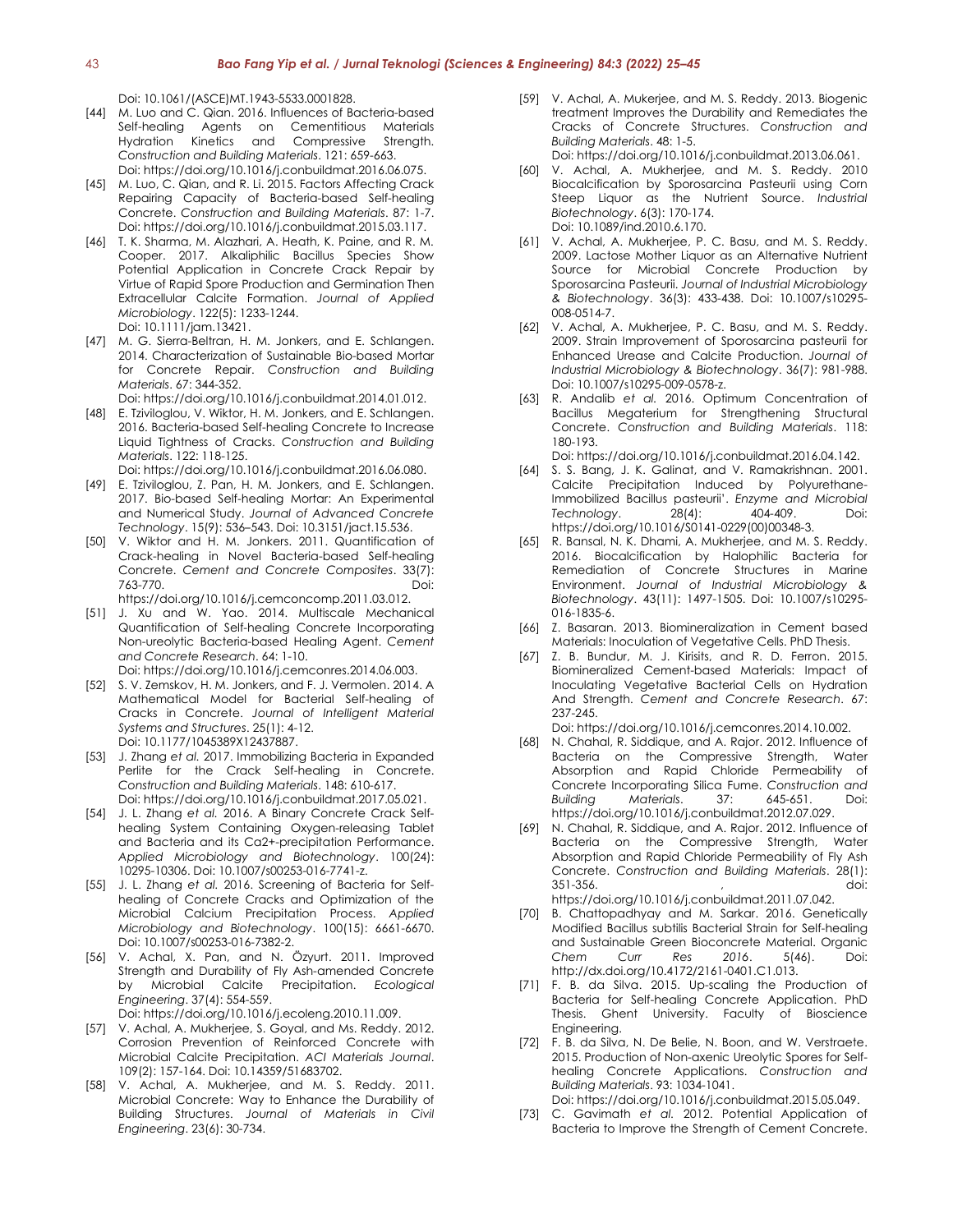Doi: 10.1061/(ASCE)MT.1943-5533.0001828.

[44] M. Luo and C. Qian. 2016. Influences of Bacteria-based Self-healing Agents on Cementitious Materials Hydration Kinetics and Compressive Strength. *Construction and Building Materials*. 121: 659-663. Doi: https://doi.org/10.1016/j.conbuildmat.2016.06.075.

[45] M. Luo, C. Qian, and R. Li. 2015. Factors Affecting Crack Repairing Capacity of Bacteria-based Self-healing Concrete. *Construction and Building Materials*. 87: 1-7. Doi: https://doi.org/10.1016/j.conbuildmat.2015.03.117.

[46] T. K. Sharma, M. Alazhari, A. Heath, K. Paine, and R. M. Cooper. 2017. Alkaliphilic Bacillus Species Show Potential Application in Concrete Crack Repair by Virtue of Rapid Spore Production and Germination Then Extracellular Calcite Formation. *Journal of Applied Microbiology*. 122(5): 1233-1244. Doi: 10.1111/jam.13421.

[47] M. G. Sierra-Beltran, H. M. Jonkers, and E. Schlangen. 2014. Characterization of Sustainable Bio-based Mortar for Concrete Repair. *Construction and Building Materials*. 67: 344-352. Doi: https://doi.org/10.1016/j.conbuildmat.2014.01.012.

[48] E. Tziviloglou, V. Wiktor, H. M. Jonkers, and E. Schlangen. 2016. Bacteria-based Self-healing Concrete to Increase Liquid Tightness of Cracks. *Construction and Building Materials*. 122: 118-125. Doi: https://doi.org/10.1016/j.conbuildmat.2016.06.080.

[49] E. Tziviloglou, Z. Pan, H. M. Jonkers, and E. Schlangen. 2017. Bio-based Self-healing Mortar: An Experimental and Numerical Study. *Journal of Advanced Concrete Technology*. 15(9): 536–543. Doi: 10.3151/jact.15.536.

[50] V. Wiktor and H. M. Jonkers. 2011. Quantification of Crack-healing in Novel Bacteria-based Self-healing Concrete. *Cement and Concrete Composites*. 33(7): 763-770. Doi: https://doi.org/10.1016/j.cemconcomp.2011.03.012.

[51] J. Xu and W. Yao. 2014. Multiscale Mechanical Quantification of Self-healing Concrete Incorporating Non-ureolytic Bacteria-based Healing Agent. *Cement and Concrete Research*. 64: 1-10. Doi: https://doi.org/10.1016/j.cemconres.2014.06.003.

[52] S. V. Zemskov, H. M. Jonkers, and F. J. Vermolen. 2014. A Mathematical Model for Bacterial Self-healing of Cracks in Concrete. *Journal of Intelligent Material Systems and Structures*. 25(1): 4-12. Doi: 10.1177/1045389X12437887.

[53] J. Zhang *et al.* 2017. Immobilizing Bacteria in Expanded Perlite for the Crack Self-healing in Concrete. *Construction and Building Materials*. 148: 610-617. Doi: https://doi.org/10.1016/j.conbuildmat.2017.05.021.

[54] J. L. Zhang *et al.* 2016. A Binary Concrete Crack Self-healing System Containing Oxygen-releasing Tablet and Bacteria and its Ca2+-precipitation Performance. *Applied Microbiology and Biotechnology*. 100(24): 10295-10306. Doi: 10.1007/s00253-016-7741-z.

[55] J. L. Zhang *et al.* 2016. Screening of Bacteria for Self-healing of Concrete Cracks and Optimization of the Microbial Calcium Precipitation Process. *Applied Microbiology and Biotechnology*. 100(15): 6661-6670. Doi: 10.1007/s00253-016-7382-2.

[56] V. Achal, X. Pan, and N. Özyurt. 2011. Improved Strength and Durability of Fly Ash-amended Concrete by Microbial Calcite Precipitation. *Ecological Engineering*. 37(4): 554-559. Doi: https://doi.org/10.1016/j.ecoleng.2010.11.009.

[57] V. Achal, A. Mukherjee, S. Goyal, and Ms. Reddy. 2012. Corrosion Prevention of Reinforced Concrete with Microbial Calcite Precipitation. *ACI Materials Journal*. 109(2): 157-164. Doi: 10.14359/51683702.

[58] V. Achal, A. Mukherjee, and M. S. Reddy. 2011. Microbial Concrete: Way to Enhance the Durability of Building Structures. *Journal of Materials in Civil Engineering*. 23(6): 30-734.

[59] V. Achal, A. Mukerjee, and M. S. Reddy. 2013. Biogenic treatment Improves the Durability and Remediates the Cracks of Concrete Structures. *Construction and Building Materials*. 48: 1-5. Doi: https://doi.org/10.1016/j.conbuildmat.2013.06.061.

[60] V. Achal, A. Mukherjee, and M. S. Reddy. 2010 Biocalcification by Sporosarcina Pasteurii using Corn Steep Liquor as the Nutrient Source. *Industrial Biotechnology*. 6(3): 170-174. Doi: 10.1089/ind.2010.6.170.

[61] V. Achal, A. Mukherjee, P. C. Basu, and M. S. Reddy. 2009. Lactose Mother Liquor as an Alternative Nutrient Source for Microbial Concrete Production by Sporosarcina Pasteurii. *Journal of Industrial Microbiology & Biotechnology*. 36(3): 433-438. Doi: 10.1007/s10295-008-0514-7.

[62] V. Achal, A. Mukherjee, P. C. Basu, and M. S. Reddy. 2009. Strain Improvement of Sporosarcina pasteurii for Enhanced Urease and Calcite Production. *Journal of Industrial Microbiology & Biotechnology*. 36(7): 981-988. Doi: 10.1007/s10295-009-0578-z.

[63] R. Andalib *et al.* 2016. Optimum Concentration of Bacillus Megaterium for Strengthening Structural Concrete. *Construction and Building Materials*. 118: 180-193. Doi: https://doi.org/10.1016/j.conbuildmat.2016.04.142.

[64] S. S. Bang, J. K. Galinat, and V. Ramakrishnan. 2001. Calcite Precipitation Induced by Polyurethane-Immobilized Bacillus pasteurii'. *Enzyme and Microbial Technology*. 28(4): 404-409. Doi: https://doi.org/10.1016/S0141-0229(00)00348-3.

[65] R. Bansal, N. K. Dhami, A. Mukherjee, and M. S. Reddy. 2016. Biocalcification by Halophilic Bacteria for Remediation of Concrete Structures in Marine Environment. *Journal of Industrial Microbiology & Biotechnology*. 43(11): 1497-1505. Doi: 10.1007/s10295-016-1835-6.

[66] Z. Basaran. 2013. Biomineralization in Cement based Materials: Inoculation of Vegetative Cells. PhD Thesis.

[67] Z. B. Bundur, M. J. Kirisits, and R. D. Ferron. 2015. Biomineralized Cement-based Materials: Impact of Inoculating Vegetative Bacterial Cells on Hydration And Strength. *Cement and Concrete Research*. 67: 237-245. Doi: https://doi.org/10.1016/j.cemconres.2014.10.002.

[68] N. Chahal, R. Siddique, and A. Rajor. 2012. Influence of Bacteria on the Compressive Strength, Water Absorption and Rapid Chloride Permeability of Concrete Incorporating Silica Fume. *Construction and Building Materials*. 37: 645-651. Doi: https://doi.org/10.1016/j.conbuildmat.2012.07.029.

[69] N. Chahal, R. Siddique, and A. Rajor. 2012. Influence of Bacteria on the Compressive Strength, Water Absorption and Rapid Chloride Permeability of Fly Ash Concrete. *Construction and Building Materials*. 28(1): 351-356. , doi: https://doi.org/10.1016/j.conbuildmat.2011.07.042.

[70] B. Chattopadhyay and M. Sarkar. 2016. Genetically Modified Bacillus subtilis Bacterial Strain for Self-healing and Sustainable Green Bioconcrete Material. Organic *Chem Curr Res 2016*. 5(46). Doi: http://dx.doi.org/10.4172/2161-0401.C1.013.

[71] F. B. da Silva. 2015. Up-scaling the Production of Bacteria for Self-healing Concrete Application. PhD Thesis. Ghent University. Faculty of Bioscience Engineering.

[72] F. B. da Silva, N. De Belie, N. Boon, and W. Verstraete. 2015. Production of Non-axenic Ureolytic Spores for Self-healing Concrete Applications. *Construction and Building Materials*. 93: 1034-1041. Doi: https://doi.org/10.1016/j.conbuildmat.2015.05.049.

[73] C. Gavimath *et al.* 2012. Potential Application of Bacteria to Improve the Strength of Cement Concrete.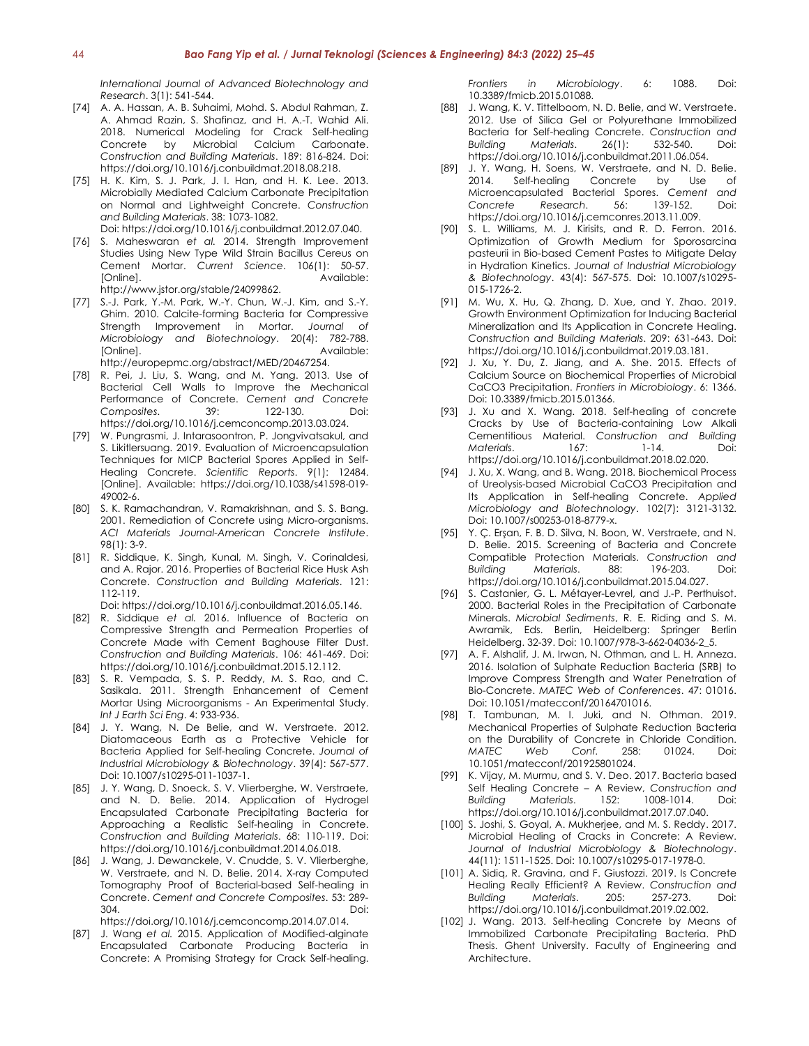*International Journal of Advanced Biotechnology and Research*. 3(1): 541-544.

[74] A. A. Hassan, A. B. Suhaimi, Mohd. S. Abdul Rahman, Z. A. Ahmad Razin, S. Shafinaz, and H. A.-T. Wahid Ali. 2018. Numerical Modeling for Crack Self-healing Concrete by Microbial Calcium Carbonate. *Construction and Building Materials*. 189: 816-824. Doi: https://doi.org/10.1016/j.conbuildmat.2018.08.218.

[75] H. K. Kim, S. J. Park, J. I. Han, and H. K. Lee. 2013. Microbially Mediated Calcium Carbonate Precipitation on Normal and Lightweight Concrete. *Construction and Building Materials*. 38: 1073-1082. Doi: https://doi.org/10.1016/j.conbuildmat.2012.07.040.

[76] S. Maheswaran *et al.* 2014. Strength Improvement Studies Using New Type Wild Strain Bacillus Cereus on Cement Mortar. *Current Science*. 106(1): 50-57. [Online]. Available: http://www.jstor.org/stable/24099862.

[77] S.-J. Park, Y.-M. Park, W.-Y. Chun, W.-J. Kim, and S.-Y. Ghim. 2010. Calcite-forming Bacteria for Compressive Strength Improvement in Mortar. *Journal of Microbiology and Biotechnology*. 20(4): 782-788. [Online]. Available: http://europepmc.org/abstract/MED/20467254.

[78] R. Pei, J. Liu, S. Wang, and M. Yang. 2013. Use of Bacterial Cell Walls to Improve the Mechanical Performance of Concrete. *Cement and Concrete Composites*. 39: 122-130. Doi: https://doi.org/10.1016/j.cemconcomp.2013.03.024.

[79] W. Pungrasmi, J. Intarasoontron, P. Jongvivatsakul, and S. Likitlersuang. 2019. Evaluation of Microencapsulation Techniques for MICP Bacterial Spores Applied in Self-Healing Concrete. *Scientific Reports*. 9(1): 12484. [Online]. Available: https://doi.org/10.1038/s41598-019-49002-6.

[80] S. K. Ramachandran, V. Ramakrishnan, and S. S. Bang. 2001. Remediation of Concrete using Micro-organisms. *ACI Materials Journal-American Concrete Institute*. 98(1): 3-9.

[81] R. Siddique, K. Singh, Kunal, M. Singh, V. Corinaldesi, and A. Rajor. 2016. Properties of Bacterial Rice Husk Ash Concrete. *Construction and Building Materials*. 121: 112-119. Doi: https://doi.org/10.1016/j.conbuildmat.2016.05.146.

[82] R. Siddique *et al.* 2016. Influence of Bacteria on Compressive Strength and Permeation Properties of Concrete Made with Cement Baghouse Filter Dust. *Construction and Building Materials*. 106: 461-469. Doi: https://doi.org/10.1016/j.conbuildmat.2015.12.112.

[83] S. R. Vempada, S. S. P. Reddy, M. S. Rao, and C. Sasikala. 2011. Strength Enhancement of Cement Mortar Using Microorganisms - An Experimental Study. *Int J Earth Sci Eng*. 4: 933-936.

[84] J. Y. Wang, N. De Belie, and W. Verstraete. 2012. Diatomaceous Earth as a Protective Vehicle for Bacteria Applied for Self-healing Concrete. *Journal of Industrial Microbiology & Biotechnology*. 39(4): 567-577. Doi: 10.1007/s10295-011-1037-1.

[85] J. Y. Wang, D. Snoeck, S. V. Vlierberghe, W. Verstraete, and N. D. Belie. 2014. Application of Hydrogel Encapsulated Carbonate Precipitating Bacteria for Approaching a Realistic Self-healing in Concrete. *Construction and Building Materials*. 68: 110-119. Doi: https://doi.org/10.1016/j.conbuildmat.2014.06.018.

[86] J. Wang, J. Dewanckele, V. Cnudde, S. V. Vlierberghe, W. Verstraete, and N. D. Belie. 2014. X-ray Computed Tomography Proof of Bacterial-based Self-healing in Concrete. *Cement and Concrete Composites*. 53: 289-304. Doi: https://doi.org/10.1016/j.cemconcomp.2014.07.014.

[87] J. Wang *et al.* 2015. Application of Modified-alginate Encapsulated Carbonate Producing Bacteria in Concrete: A Promising Strategy for Crack Self-healing. *Frontiers in Microbiology*. 6: 1088. Doi: 10.3389/fmicb.2015.01088.

[88] J. Wang, K. V. Tittelboom, N. D. Belie, and W. Verstraete. 2012. Use of Silica Gel or Polyurethane Immobilized Bacteria for Self-healing Concrete. *Construction and Building Materials*. 26(1): 532-540. Doi: https://doi.org/10.1016/j.conbuildmat.2011.06.054.

[89] J. Y. Wang, H. Soens, W. Verstraete, and N. D. Belie. 2014. Self-healing Concrete by Use of Microencapsulated Bacterial Spores. *Cement and Concrete Research*. 56: 139-152. Doi: https://doi.org/10.1016/j.cemconres.2013.11.009.

[90] S. L. Williams, M. J. Kirisits, and R. D. Ferron. 2016. Optimization of Growth Medium for Sporosarcina pasteurii in Bio-based Cement Pastes to Mitigate Delay in Hydration Kinetics. *Journal of Industrial Microbiology & Biotechnology*. 43(4): 567-575. Doi: 10.1007/s10295-015-1726-2.

[91] M. Wu, X. Hu, Q. Zhang, D. Xue, and Y. Zhao. 2019. Growth Environment Optimization for Inducing Bacterial Mineralization and Its Application in Concrete Healing. *Construction and Building Materials*. 209: 631-643. Doi: https://doi.org/10.1016/j.conbuildmat.2019.03.181.

[92] J. Xu, Y. Du, Z. Jiang, and A. She. 2015. Effects of Calcium Source on Biochemical Properties of Microbial $CaCO_3$ Precipitation. *Frontiers in Microbiology*. 6: 1366. Doi: 10.3389/fmicb.2015.01366.

[93] J. Xu and X. Wang. 2018. Self-healing of concrete Cracks by Use of Bacteria-containing Low Alkali Cementitious Material. *Construction and Building Materials*. 167: 1-14. Doi: https://doi.org/10.1016/j.conbuildmat.2018.02.020.

[94] J. Xu, X. Wang, and B. Wang. 2018. Biochemical Process of Ureolysis-based Microbial $CaCO_3$ Precipitation and Its Application in Self-healing Concrete. *Applied Microbiology and Biotechnology*. 102(7): 3121-3132. Doi: 10.1007/s00253-018-8779-x.

[95] Y. Ç. Erşan, F. B. D. Silva, N. Boon, W. Verstraete, and N. D. Belie. 2015. Screening of Bacteria and Concrete Compatible Protection Materials. *Construction and Building Materials*. 88: 196-203. Doi: https://doi.org/10.1016/j.conbuildmat.2015.04.027.

[96] S. Castanier, G. L. Métayer-Levrel, and J.-P. Perthuisot. 2000. Bacterial Roles in the Precipitation of Carbonate Minerals. *Microbial Sediments*, R. E. Riding and S. M. Awramik, Eds. Berlin, Heidelberg: Springer Berlin Heidelberg. 32-39. Doi: 10.1007/978-3-662-04036-2_5.

[97] A. F. Alshalif, J. M. Irwan, N. Othman, and L. H. Anneza. 2016. Isolation of Sulphate Reduction Bacteria (SRB) to Improve Compress Strength and Water Penetration of Bio-Concrete. *MATEC Web of Conferences*. 47: 01016. Doi: 10.1051/matecconf/20164701016.

[98] T. Tambunan, M. I. Juki, and N. Othman. 2019. Mechanical Properties of Sulphate Reduction Bacteria on the Durability of Concrete in Chloride Condition. *MATEC Web Conf.* 258: 01024. Doi: 10.1051/matecconf/201925801024.

[99] K. Vijay, M. Murmu, and S. V. Deo. 2017. Bacteria based Self Healing Concrete – A Review. *Construction and Building Materials*. 152: 1008-1014. Doi: https://doi.org/10.1016/j.conbuildmat.2017.07.040.

[100] S. Joshi, S. Goyal, A. Mukherjee, and M. S. Reddy. 2017. Microbial Healing of Cracks in Concrete: A Review. *Journal of Industrial Microbiology & Biotechnology*. 44(11): 1511-1525. Doi: 10.1007/s10295-017-1978-0.

[101] A. Sidiq, R. Gravina, and F. Giustozzi. 2019. Is Concrete Healing Really Efficient? A Review. *Construction and Building Materials*. 205: 257-273. Doi: https://doi.org/10.1016/j.conbuildmat.2019.02.002.

[102] J. Wang. 2013. Self-healing Concrete by Means of Immobilized Carbonate Precipitating Bacteria. PhD Thesis. Ghent University. Faculty of Engineering and Architecture.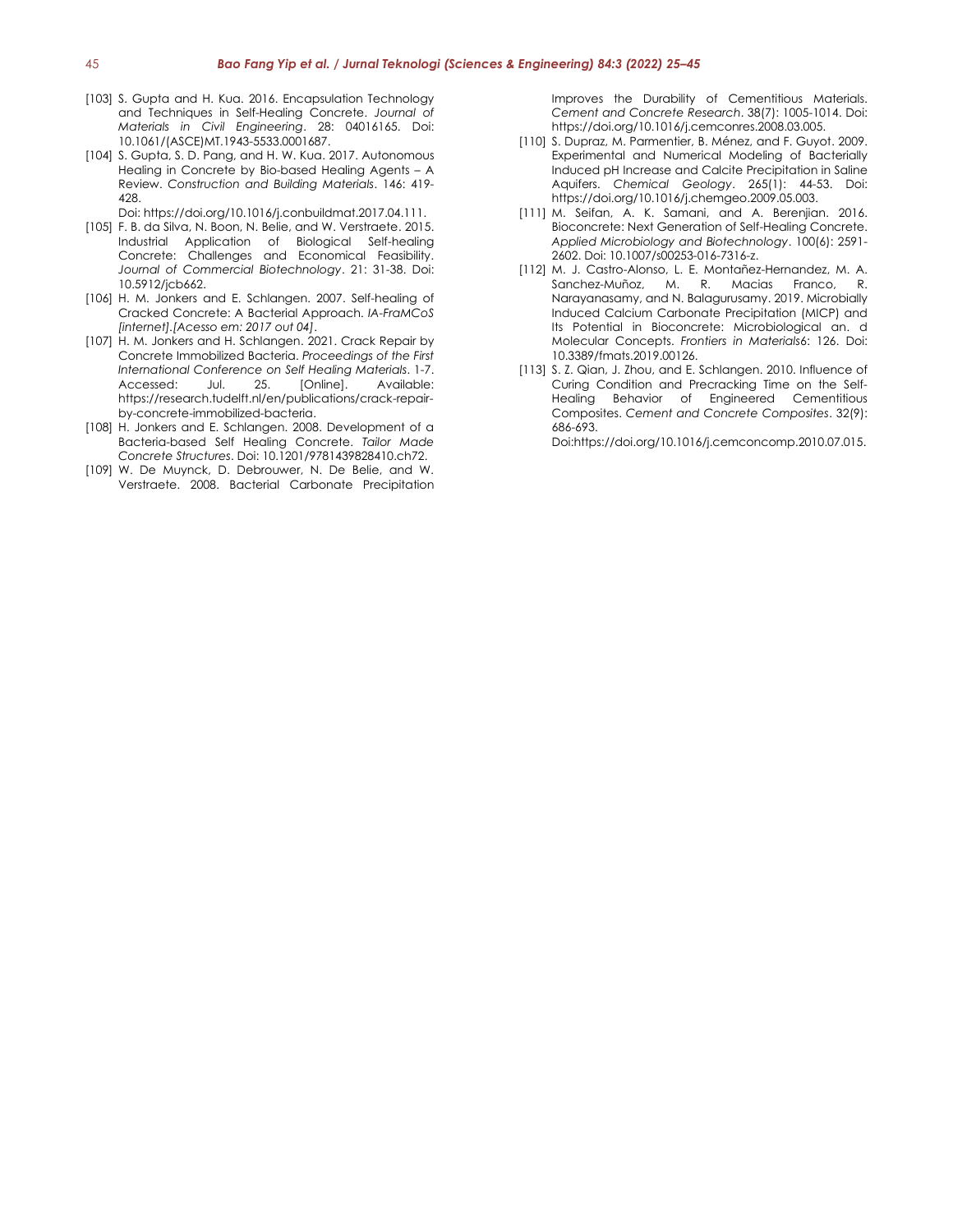[103] S. Gupta and H. Kua. 2016. Encapsulation Technology and Techniques in Self-Healing Concrete. *Journal of Materials in Civil Engineering*. 28: 04016165. Doi: 10.1061/(ASCE)MT.1943-5533.0001687.

[104] S. Gupta, S. D. Pang, and H. W. Kua. 2017. Autonomous Healing in Concrete by Bio-based Healing Agents – A Review. *Construction and Building Materials*. 146: 419-428.
Doi: https://doi.org/10.1016/j.conbuildmat.2017.04.111.

[105] F. B. da Silva, N. Boon, N. Belie, and W. Verstraete. 2015. Industrial Application of Biological Self-healing Concrete: Challenges and Economical Feasibility. *Journal of Commercial Biotechnology*. 21: 31-38. Doi: 10.5912/jcb662.

[106] H. M. Jonkers and E. Schlangen. 2007. Self-healing of Cracked Concrete: A Bacterial Approach. *IA-FraMCoS [internet].[Acesso em: 2017 out 04]*.

[107] H. M. Jonkers and H. Schlangen. 2021. Crack Repair by Concrete Immobilized Bacteria. *Proceedings of the First International Conference on Self Healing Materials*. 1-7. Accessed: Jul. 25. [Online]. Available: https://research.tudelft.nl/en/publications/crack-repair-by-concrete-immobilized-bacteria.

[108] H. Jonkers and E. Schlangen. 2008. Development of a Bacteria-based Self Healing Concrete. *Tailor Made Concrete Structures*. Doi: 10.1201/9781439828410.ch72.

[109] W. De Muynck, D. Debrouwer, N. De Belie, and W. Verstraete. 2008. Bacterial Carbonate Precipitation Improves the Durability of Cementitious Materials. *Cement and Concrete Research*. 38(7): 1005-1014. Doi: https://doi.org/10.1016/j.cemconres.2008.03.005.

[110] S. Dupraz, M. Parmentier, B. Ménez, and F. Guyot. 2009. Experimental and Numerical Modeling of Bacterially Induced pH Increase and Calcite Precipitation in Saline Aquifers. *Chemical Geology*. 265(1): 44-53. Doi: https://doi.org/10.1016/j.chemgeo.2009.05.003.

[111] M. Seifan, A. K. Samani, and A. Berenjian. 2016. Bioconcrete: Next Generation of Self-Healing Concrete. *Applied Microbiology and Biotechnology*. 100(6): 2591-2602. Doi: 10.1007/s00253-016-7316-z.

[112] M. J. Castro-Alonso, L. E. Montañez-Hernandez, M. A. Sanchez-Muñoz, M. R. Macias Franco, R. Narayanasamy, and N. Balagurusamy. 2019. Microbially Induced Calcium Carbonate Precipitation (MICP) and Its Potential in Bioconcrete: Microbiological an. d Molecular Concepts. *Frontiers in Materials*6: 126. Doi: 10.3389/fmats.2019.00126.

[113] S. Z. Qian, J. Zhou, and E. Schlangen. 2010. Influence of Curing Condition and Precracking Time on the Self-Healing Behavior of Engineered Cementitious Composites. *Cement and Concrete Composites*. 32(9): 686-693.
Doi:https://doi.org/10.1016/j.cemconcomp.2010.07.015.